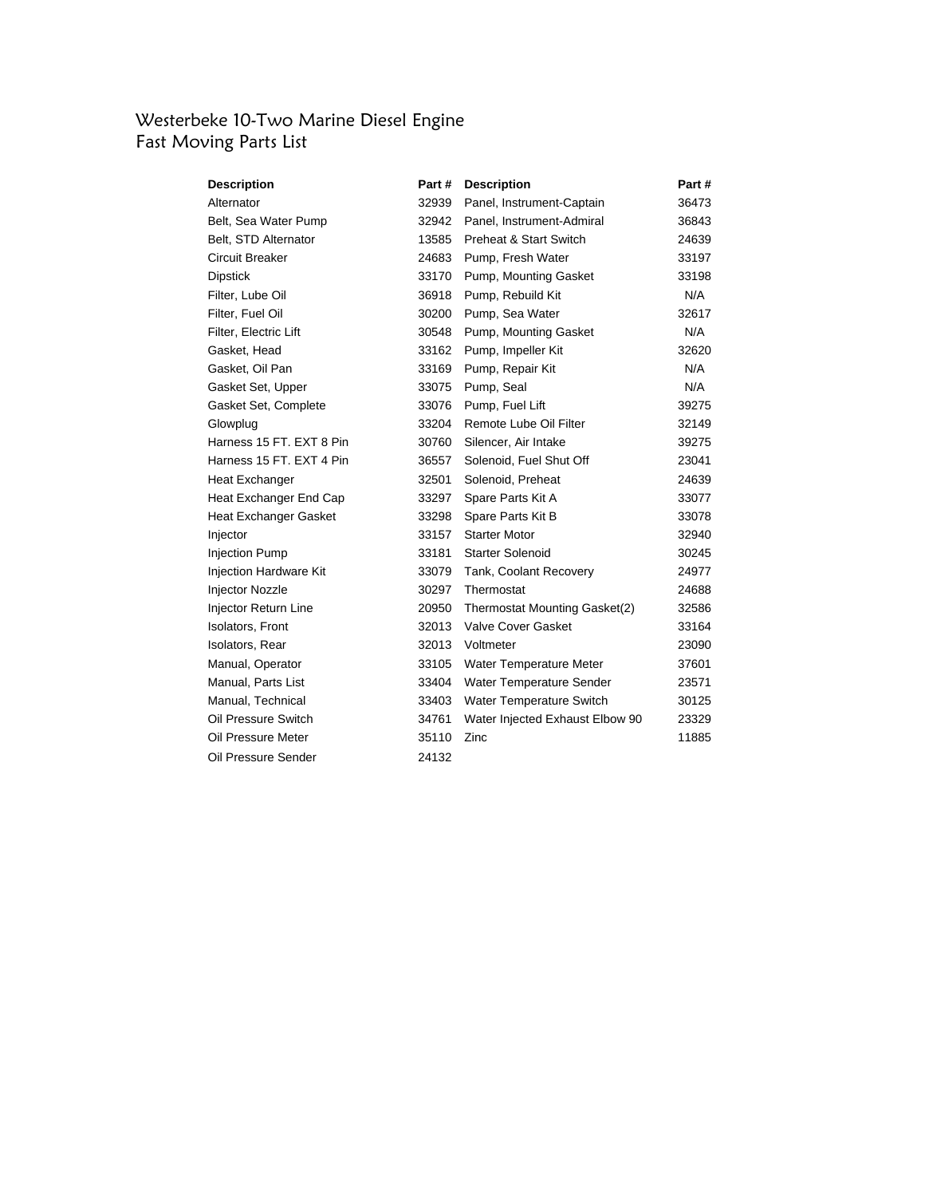# Westerbeke 10-Two Marine Diesel Engine
## Fast Moving Parts List

| Description | Part # | Description | Part # |
|---|---|---|---|
| Alternator | 32939 | Panel, Instrument-Captain | 36473 |
| Belt, Sea Water Pump | 32942 | Panel, Instrument-Admiral | 36843 |
| Belt, STD Alternator | 13585 | Preheat & Start Switch | 24639 |
| Circuit Breaker | 24683 | Pump, Fresh Water | 33197 |
| Dipstick | 33170 | Pump, Mounting Gasket | 33198 |
| Filter, Lube Oil | 36918 | Pump, Rebuild Kit | N/A |
| Filter, Fuel Oil | 30200 | Pump, Sea Water | 32617 |
| Filter, Electric Lift | 30548 | Pump, Mounting Gasket | N/A |
| Gasket, Head | 33162 | Pump, Impeller Kit | 32620 |
| Gasket, Oil Pan | 33169 | Pump, Repair Kit | N/A |
| Gasket Set, Upper | 33075 | Pump, Seal | N/A |
| Gasket Set, Complete | 33076 | Pump, Fuel Lift | 39275 |
| Glowplug | 33204 | Remote Lube Oil Filter | 32149 |
| Harness 15 FT. EXT 8 Pin | 30760 | Silencer, Air Intake | 39275 |
| Harness 15 FT. EXT 4 Pin | 36557 | Solenoid, Fuel Shut Off | 23041 |
| Heat Exchanger | 32501 | Solenoid, Preheat | 24639 |
| Heat Exchanger End Cap | 33297 | Spare Parts Kit A | 33077 |
| Heat Exchanger Gasket | 33298 | Spare Parts Kit B | 33078 |
| Injector | 33157 | Starter Motor | 32940 |
| Injection Pump | 33181 | Starter Solenoid | 30245 |
| Injection Hardware Kit | 33079 | Tank, Coolant Recovery | 24977 |
| Injector Nozzle | 30297 | Thermostat | 24688 |
| Injector Return Line | 20950 | Thermostat Mounting Gasket(2) | 32586 |
| Isolators, Front | 32013 | Valve Cover Gasket | 33164 |
| Isolators, Rear | 32013 | Voltmeter | 23090 |
| Manual, Operator | 33105 | Water Temperature Meter | 37601 |
| Manual, Parts List | 33404 | Water Temperature Sender | 23571 |
| Manual, Technical | 33403 | Water Temperature Switch | 30125 |
| Oil Pressure Switch | 34761 | Water Injected Exhaust Elbow 90 | 23329 |
| Oil Pressure Meter | 35110 | Zinc | 11885 |
| Oil Pressure Sender | 24132 | | |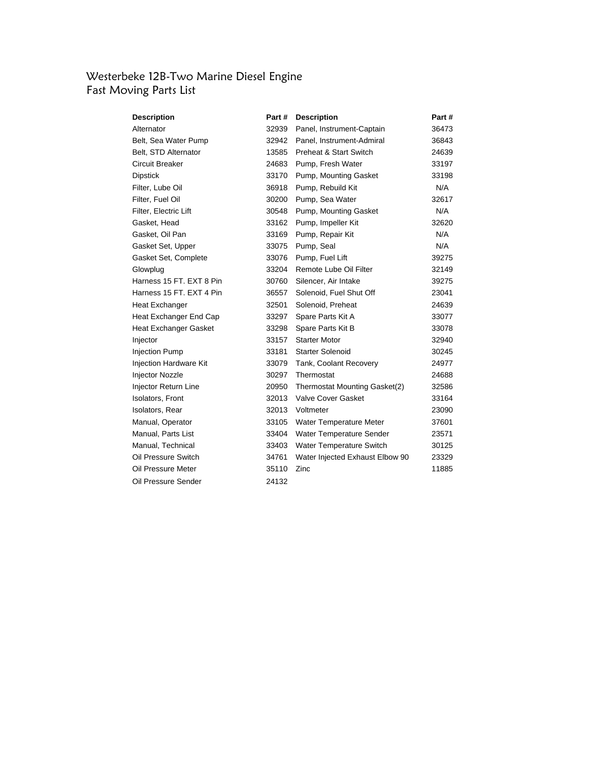# Westerbeke 12B-Two Marine Diesel Engine
## Fast Moving Parts List

| Description | Part # | Description | Part # |
| --- | --- | --- | --- |
| Alternator | 32939 | Panel, Instrument-Captain | 36473 |
| Belt, Sea Water Pump | 32942 | Panel, Instrument-Admiral | 36843 |
| Belt, STD Alternator | 13585 | Preheat & Start Switch | 24639 |
| Circuit Breaker | 24683 | Pump, Fresh Water | 33197 |
| Dipstick | 33170 | Pump, Mounting Gasket | 33198 |
| Filter, Lube Oil | 36918 | Pump, Rebuild Kit | N/A |
| Filter, Fuel Oil | 30200 | Pump, Sea Water | 32617 |
| Filter, Electric Lift | 30548 | Pump, Mounting Gasket | N/A |
| Gasket, Head | 33162 | Pump, Impeller Kit | 32620 |
| Gasket, Oil Pan | 33169 | Pump, Repair Kit | N/A |
| Gasket Set, Upper | 33075 | Pump, Seal | N/A |
| Gasket Set, Complete | 33076 | Pump, Fuel Lift | 39275 |
| Glowplug | 33204 | Remote Lube Oil Filter | 32149 |
| Harness 15 FT. EXT 8 Pin | 30760 | Silencer, Air Intake | 39275 |
| Harness 15 FT. EXT 4 Pin | 36557 | Solenoid, Fuel Shut Off | 23041 |
| Heat Exchanger | 32501 | Solenoid, Preheat | 24639 |
| Heat Exchanger End Cap | 33297 | Spare Parts Kit A | 33077 |
| Heat Exchanger Gasket | 33298 | Spare Parts Kit B | 33078 |
| Injector | 33157 | Starter Motor | 32940 |
| Injection Pump | 33181 | Starter Solenoid | 30245 |
| Injection Hardware Kit | 33079 | Tank, Coolant Recovery | 24977 |
| Injector Nozzle | 30297 | Thermostat | 24688 |
| Injector Return Line | 20950 | Thermostat Mounting Gasket(2) | 32586 |
| Isolators, Front | 32013 | Valve Cover Gasket | 33164 |
| Isolators, Rear | 32013 | Voltmeter | 23090 |
| Manual, Operator | 33105 | Water Temperature Meter | 37601 |
| Manual, Parts List | 33404 | Water Temperature Sender | 23571 |
| Manual, Technical | 33403 | Water Temperature Switch | 30125 |
| Oil Pressure Switch | 34761 | Water Injected Exhaust Elbow 90 | 23329 |
| Oil Pressure Meter | 35110 | Zinc | 11885 |
| Oil Pressure Sender | 24132 | | |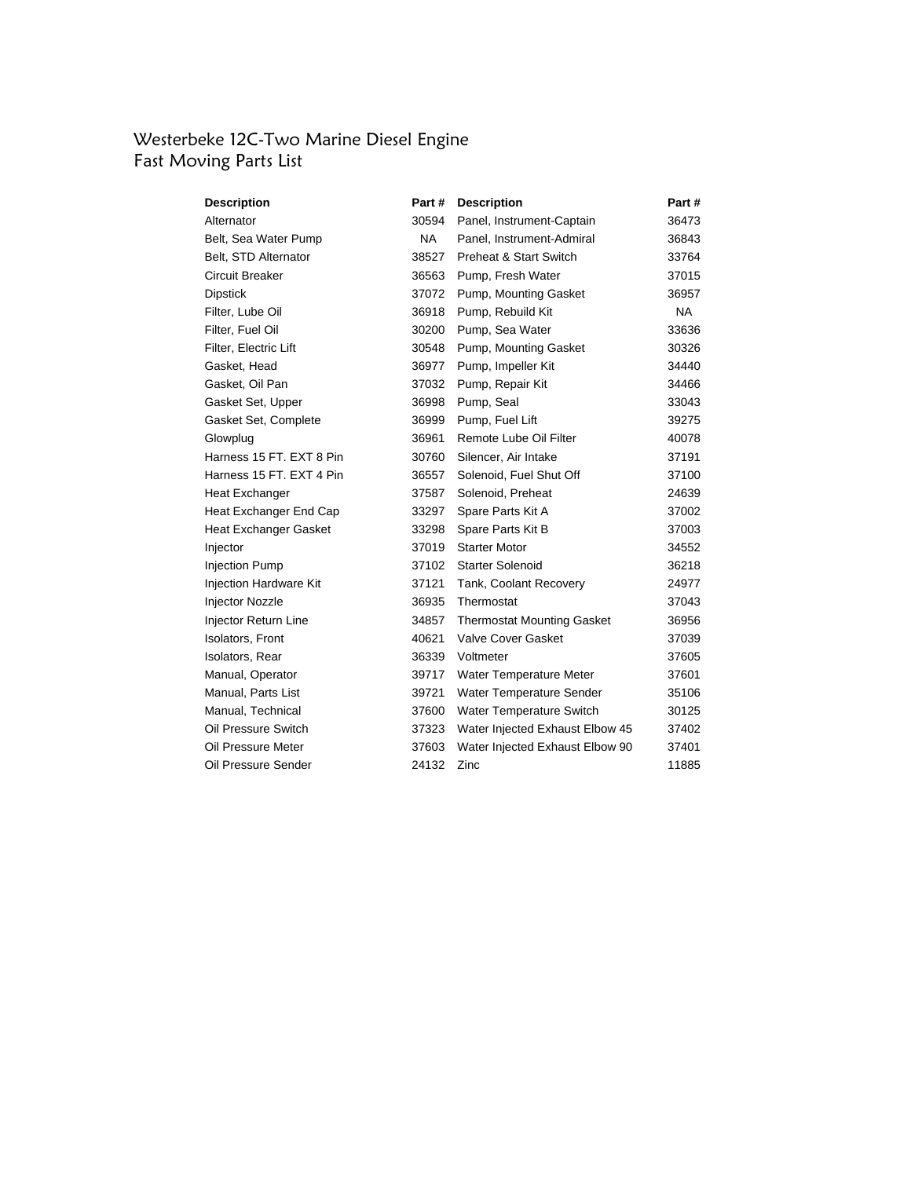# Westerbeke 12C-Two Marine Diesel Engine
## Fast Moving Parts List

| Description | Part # | Description | Part # |
|---|---|---|---|
| Alternator | 30594 | Panel, Instrument-Captain | 36473 |
| Belt, Sea Water Pump | NA | Panel, Instrument-Admiral | 36843 |
| Belt, STD Alternator | 38527 | Preheat & Start Switch | 33764 |
| Circuit Breaker | 36563 | Pump, Fresh Water | 37015 |
| Dipstick | 37072 | Pump, Mounting Gasket | 36957 |
| Filter, Lube Oil | 36918 | Pump, Rebuild Kit | NA |
| Filter, Fuel Oil | 30200 | Pump, Sea Water | 33636 |
| Filter, Electric Lift | 30548 | Pump, Mounting Gasket | 30326 |
| Gasket, Head | 36977 | Pump, Impeller Kit | 34440 |
| Gasket, Oil Pan | 37032 | Pump, Repair Kit | 34466 |
| Gasket Set, Upper | 36998 | Pump, Seal | 33043 |
| Gasket Set, Complete | 36999 | Pump, Fuel Lift | 39275 |
| Glowplug | 36961 | Remote Lube Oil Filter | 40078 |
| Harness 15 FT. EXT 8 Pin | 30760 | Silencer, Air Intake | 37191 |
| Harness 15 FT. EXT 4 Pin | 36557 | Solenoid, Fuel Shut Off | 37100 |
| Heat Exchanger | 37587 | Solenoid, Preheat | 24639 |
| Heat Exchanger End Cap | 33297 | Spare Parts Kit A | 37002 |
| Heat Exchanger Gasket | 33298 | Spare Parts Kit B | 37003 |
| Injector | 37019 | Starter Motor | 34552 |
| Injection Pump | 37102 | Starter Solenoid | 36218 |
| Injection Hardware Kit | 37121 | Tank, Coolant Recovery | 24977 |
| Injector Nozzle | 36935 | Thermostat | 37043 |
| Injector Return Line | 34857 | Thermostat Mounting Gasket | 36956 |
| Isolators, Front | 40621 | Valve Cover Gasket | 37039 |
| Isolators, Rear | 36339 | Voltmeter | 37605 |
| Manual, Operator | 39717 | Water Temperature Meter | 37601 |
| Manual, Parts List | 39721 | Water Temperature Sender | 35106 |
| Manual, Technical | 37600 | Water Temperature Switch | 30125 |
| Oil Pressure Switch | 37323 | Water Injected Exhaust Elbow 45 | 37402 |
| Oil Pressure Meter | 37603 | Water Injected Exhaust Elbow 90 | 37401 |
| Oil Pressure Sender | 24132 | Zinc | 11885 |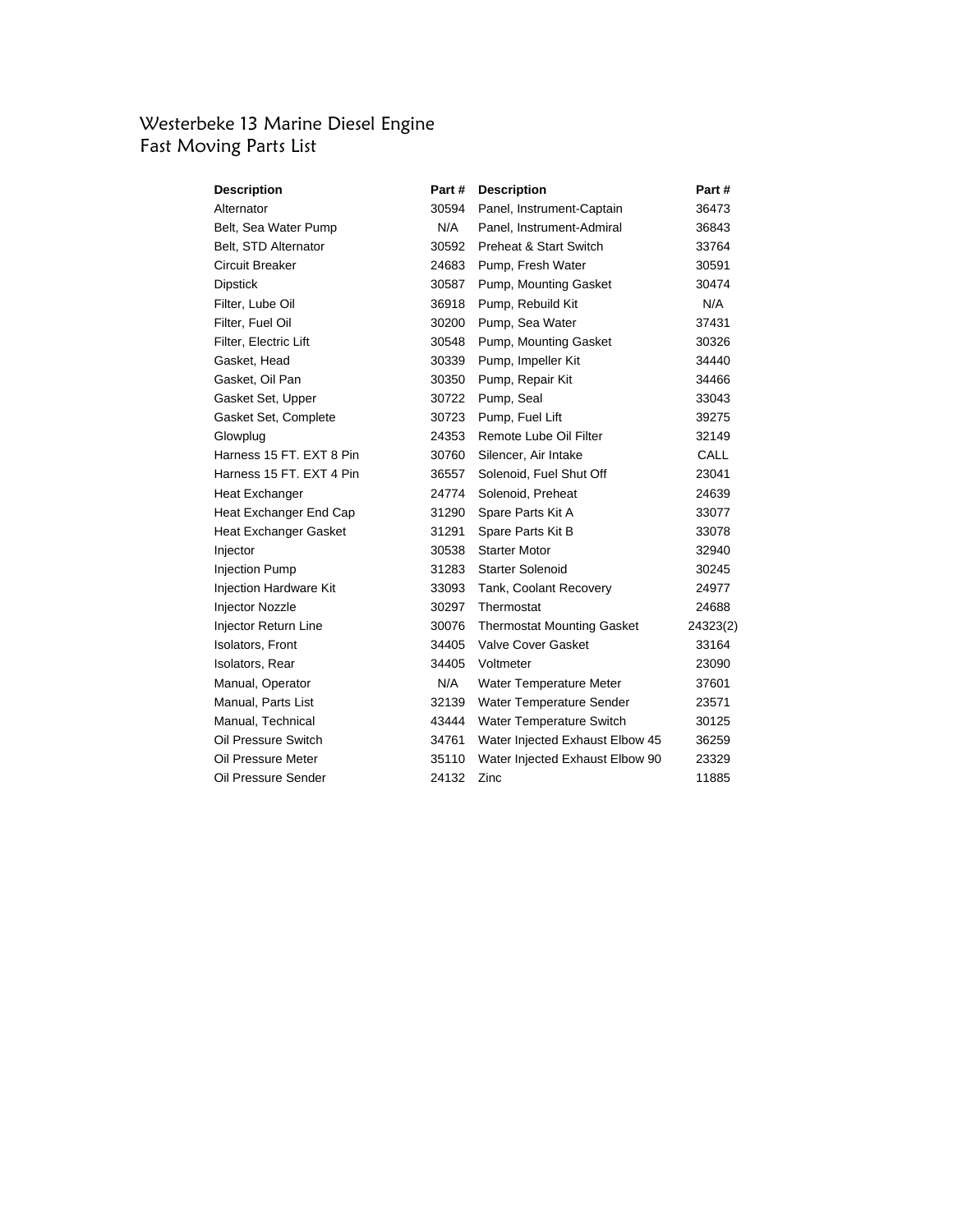# Westerbeke 13 Marine Diesel Engine
## Fast Moving Parts List

| Description | Part # | Description | Part # |
|---|---|---|---|
| Alternator | 30594 | Panel, Instrument-Captain | 36473 |
| Belt, Sea Water Pump | N/A | Panel, Instrument-Admiral | 36843 |
| Belt, STD Alternator | 30592 | Preheat & Start Switch | 33764 |
| Circuit Breaker | 24683 | Pump, Fresh Water | 30591 |
| Dipstick | 30587 | Pump, Mounting Gasket | 30474 |
| Filter, Lube Oil | 36918 | Pump, Rebuild Kit | N/A |
| Filter, Fuel Oil | 30200 | Pump, Sea Water | 37431 |
| Filter, Electric Lift | 30548 | Pump, Mounting Gasket | 30326 |
| Gasket, Head | 30339 | Pump, Impeller Kit | 34440 |
| Gasket, Oil Pan | 30350 | Pump, Repair Kit | 34466 |
| Gasket Set, Upper | 30722 | Pump, Seal | 33043 |
| Gasket Set, Complete | 30723 | Pump, Fuel Lift | 39275 |
| Glowplug | 24353 | Remote Lube Oil Filter | 32149 |
| Harness 15 FT. EXT 8 Pin | 30760 | Silencer, Air Intake | CALL |
| Harness 15 FT. EXT 4 Pin | 36557 | Solenoid, Fuel Shut Off | 23041 |
| Heat Exchanger | 24774 | Solenoid, Preheat | 24639 |
| Heat Exchanger End Cap | 31290 | Spare Parts Kit A | 33077 |
| Heat Exchanger Gasket | 31291 | Spare Parts Kit B | 33078 |
| Injector | 30538 | Starter Motor | 32940 |
| Injection Pump | 31283 | Starter Solenoid | 30245 |
| Injection Hardware Kit | 33093 | Tank, Coolant Recovery | 24977 |
| Injector Nozzle | 30297 | Thermostat | 24688 |
| Injector Return Line | 30076 | Thermostat Mounting Gasket | 24323(2) |
| Isolators, Front | 34405 | Valve Cover Gasket | 33164 |
| Isolators, Rear | 34405 | Voltmeter | 23090 |
| Manual, Operator | N/A | Water Temperature Meter | 37601 |
| Manual, Parts List | 32139 | Water Temperature Sender | 23571 |
| Manual, Technical | 43444 | Water Temperature Switch | 30125 |
| Oil Pressure Switch | 34761 | Water Injected Exhaust Elbow 45 | 36259 |
| Oil Pressure Meter | 35110 | Water Injected Exhaust Elbow 90 | 23329 |
| Oil Pressure Sender | 24132 | Zinc | 11885 |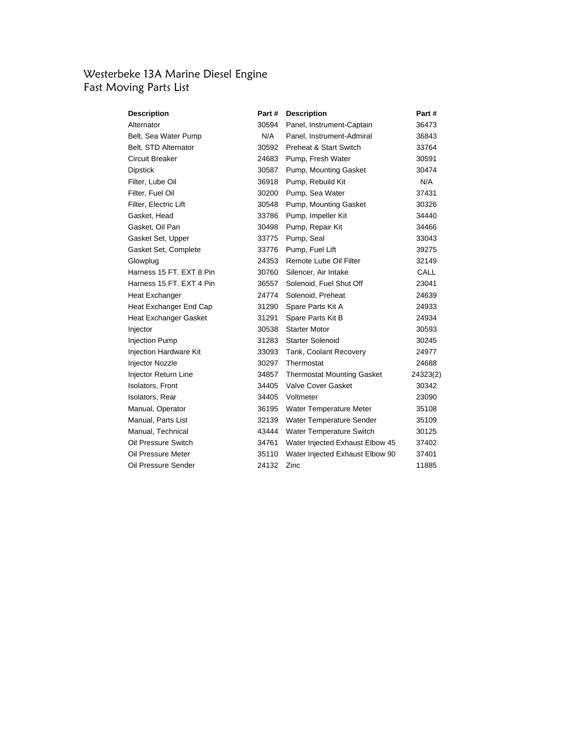# Westerbeke 13A Marine Diesel Engine
## Fast Moving Parts List

| Description | Part # | Description | Part # |
|---|---|---|---|
| Alternator | 30594 | Panel, Instrument-Captain | 36473 |
| Belt, Sea Water Pump | N/A | Panel, Instrument-Admiral | 36843 |
| Belt, STD Alternator | 30592 | Preheat & Start Switch | 33764 |
| Circuit Breaker | 24683 | Pump, Fresh Water | 30591 |
| Dipstick | 30587 | Pump, Mounting Gasket | 30474 |
| Filter, Lube Oil | 36918 | Pump, Rebuild Kit | N/A |
| Filter, Fuel Oil | 30200 | Pump, Sea Water | 37431 |
| Filter, Electric Lift | 30548 | Pump, Mounting Gasket | 30326 |
| Gasket, Head | 33786 | Pump, Impeller Kit | 34440 |
| Gasket, Oil Pan | 30498 | Pump, Repair Kit | 34466 |
| Gasket Set, Upper | 33775 | Pump, Seal | 33043 |
| Gasket Set, Complete | 33776 | Pump, Fuel Lift | 39275 |
| Glowplug | 24353 | Remote Lube Oil Filter | 32149 |
| Harness 15 FT. EXT 8 Pin | 30760 | Silencer, Air Intake | CALL |
| Harness 15 FT. EXT 4 Pin | 36557 | Solenoid, Fuel Shut Off | 23041 |
| Heat Exchanger | 24774 | Solenoid, Preheat | 24639 |
| Heat Exchanger End Cap | 31290 | Spare Parts Kit A | 24933 |
| Heat Exchanger Gasket | 31291 | Spare Parts Kit B | 24934 |
| Injector | 30538 | Starter Motor | 30593 |
| Injection Pump | 31283 | Starter Solenoid | 30245 |
| Injection Hardware Kit | 33093 | Tank, Coolant Recovery | 24977 |
| Injector Nozzle | 30297 | Thermostat | 24688 |
| Injector Return Line | 34857 | Thermostat Mounting Gasket | 24323(2) |
| Isolators, Front | 34405 | Valve Cover Gasket | 30342 |
| Isolators, Rear | 34405 | Voltmeter | 23090 |
| Manual, Operator | 36195 | Water Temperature Meter | 35108 |
| Manual, Parts List | 32139 | Water Temperature Sender | 35109 |
| Manual, Technical | 43444 | Water Temperature Switch | 30125 |
| Oil Pressure Switch | 34761 | Water Injected Exhaust Elbow 45 | 37402 |
| Oil Pressure Meter | 35110 | Water Injected Exhaust Elbow 90 | 37401 |
| Oil Pressure Sender | 24132 | Zinc | 11885 |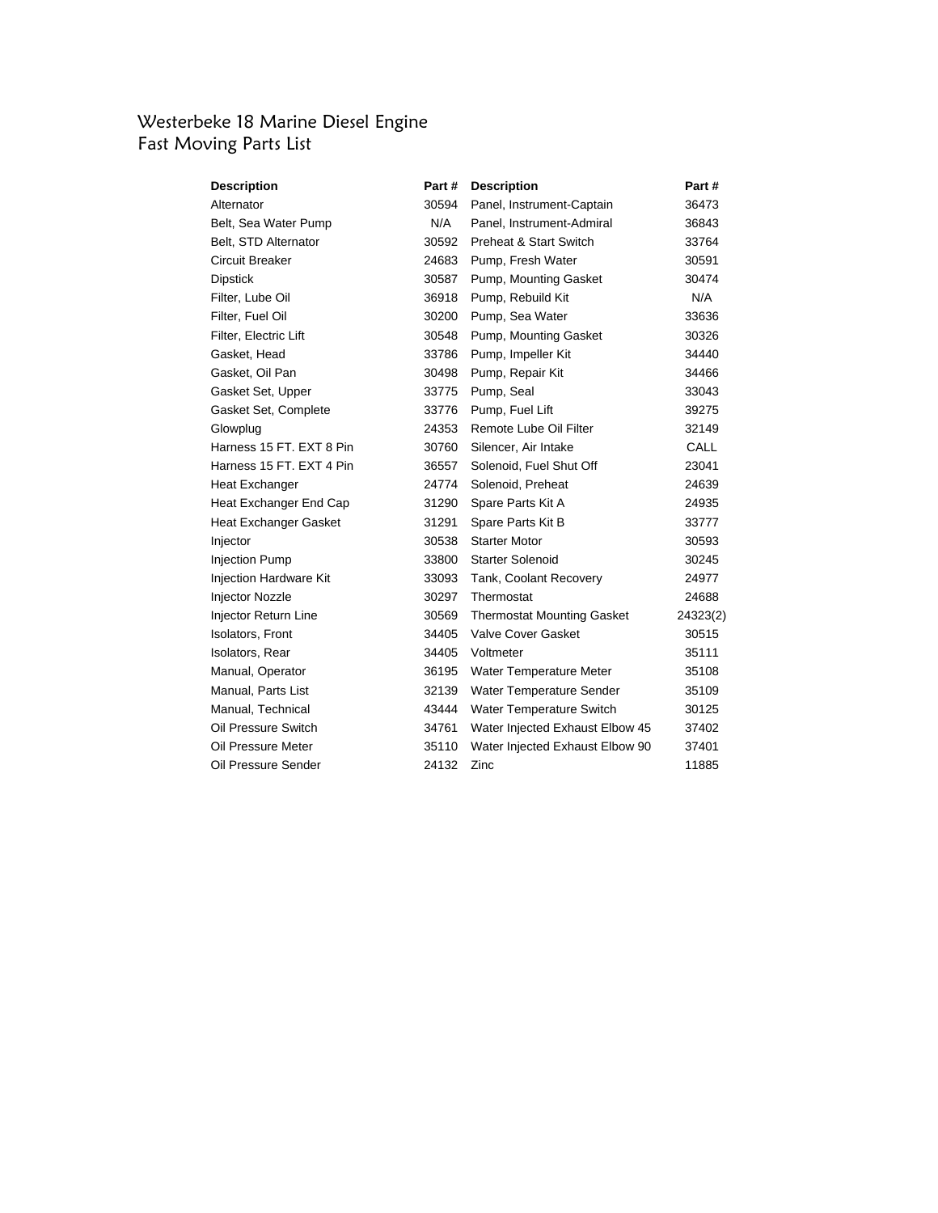# Westerbeke 18 Marine Diesel Engine
## Fast Moving Parts List

| Description | Part # | Description | Part # |
|---|---|---|---|
| Alternator | 30594 | Panel, Instrument-Captain | 36473 |
| Belt, Sea Water Pump | N/A | Panel, Instrument-Admiral | 36843 |
| Belt, STD Alternator | 30592 | Preheat & Start Switch | 33764 |
| Circuit Breaker | 24683 | Pump, Fresh Water | 30591 |
| Dipstick | 30587 | Pump, Mounting Gasket | 30474 |
| Filter, Lube Oil | 36918 | Pump, Rebuild Kit | N/A |
| Filter, Fuel Oil | 30200 | Pump, Sea Water | 33636 |
| Filter, Electric Lift | 30548 | Pump, Mounting Gasket | 30326 |
| Gasket, Head | 33786 | Pump, Impeller Kit | 34440 |
| Gasket, Oil Pan | 30498 | Pump, Repair Kit | 34466 |
| Gasket Set, Upper | 33775 | Pump, Seal | 33043 |
| Gasket Set, Complete | 33776 | Pump, Fuel Lift | 39275 |
| Glowplug | 24353 | Remote Lube Oil Filter | 32149 |
| Harness 15 FT. EXT 8 Pin | 30760 | Silencer, Air Intake | CALL |
| Harness 15 FT. EXT 4 Pin | 36557 | Solenoid, Fuel Shut Off | 23041 |
| Heat Exchanger | 24774 | Solenoid, Preheat | 24639 |
| Heat Exchanger End Cap | 31290 | Spare Parts Kit A | 24935 |
| Heat Exchanger Gasket | 31291 | Spare Parts Kit B | 33777 |
| Injector | 30538 | Starter Motor | 30593 |
| Injection Pump | 33800 | Starter Solenoid | 30245 |
| Injection Hardware Kit | 33093 | Tank, Coolant Recovery | 24977 |
| Injector Nozzle | 30297 | Thermostat | 24688 |
| Injector Return Line | 30569 | Thermostat Mounting Gasket | 24323(2) |
| Isolators, Front | 34405 | Valve Cover Gasket | 30515 |
| Isolators, Rear | 34405 | Voltmeter | 35111 |
| Manual, Operator | 36195 | Water Temperature Meter | 35108 |
| Manual, Parts List | 32139 | Water Temperature Sender | 35109 |
| Manual, Technical | 43444 | Water Temperature Switch | 30125 |
| Oil Pressure Switch | 34761 | Water Injected Exhaust Elbow 45 | 37402 |
| Oil Pressure Meter | 35110 | Water Injected Exhaust Elbow 90 | 37401 |
| Oil Pressure Sender | 24132 | Zinc | 11885 |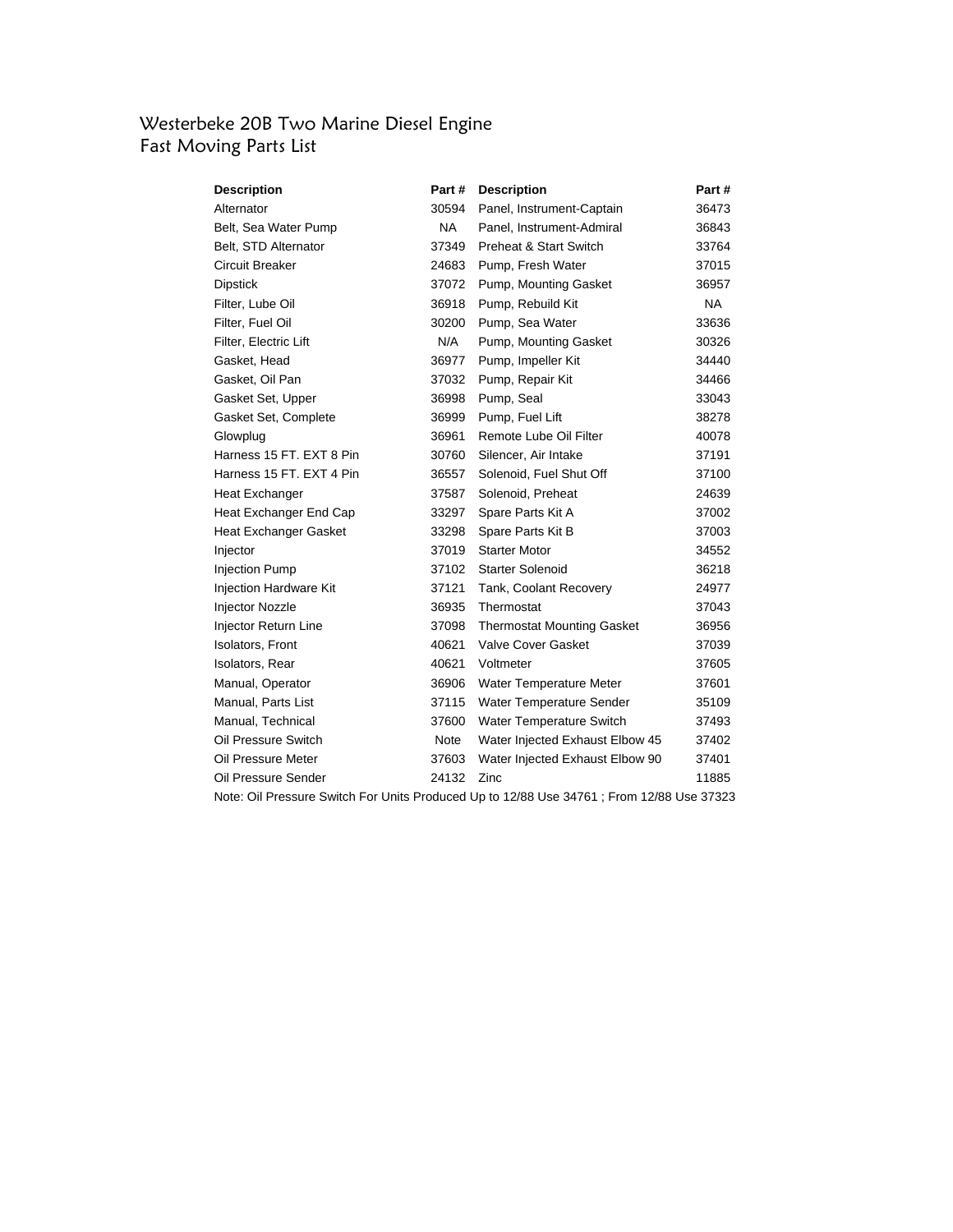# Westerbeke 20B Two Marine Diesel Engine
## Fast Moving Parts List

| Description | Part # | Description | Part # |
|---|---|---|---|
| Alternator | 30594 | Panel, Instrument-Captain | 36473 |
| Belt, Sea Water Pump | NA | Panel, Instrument-Admiral | 36843 |
| Belt, STD Alternator | 37349 | Preheat & Start Switch | 33764 |
| Circuit Breaker | 24683 | Pump, Fresh Water | 37015 |
| Dipstick | 37072 | Pump, Mounting Gasket | 36957 |
| Filter, Lube Oil | 36918 | Pump, Rebuild Kit | NA |
| Filter, Fuel Oil | 30200 | Pump, Sea Water | 33636 |
| Filter, Electric Lift | N/A | Pump, Mounting Gasket | 30326 |
| Gasket, Head | 36977 | Pump, Impeller Kit | 34440 |
| Gasket, Oil Pan | 37032 | Pump, Repair Kit | 34466 |
| Gasket Set, Upper | 36998 | Pump, Seal | 33043 |
| Gasket Set, Complete | 36999 | Pump, Fuel Lift | 38278 |
| Glowplug | 36961 | Remote Lube Oil Filter | 40078 |
| Harness 15 FT. EXT 8 Pin | 30760 | Silencer, Air Intake | 37191 |
| Harness 15 FT. EXT 4 Pin | 36557 | Solenoid, Fuel Shut Off | 37100 |
| Heat Exchanger | 37587 | Solenoid, Preheat | 24639 |
| Heat Exchanger End Cap | 33297 | Spare Parts Kit A | 37002 |
| Heat Exchanger Gasket | 33298 | Spare Parts Kit B | 37003 |
| Injector | 37019 | Starter Motor | 34552 |
| Injection Pump | 37102 | Starter Solenoid | 36218 |
| Injection Hardware Kit | 37121 | Tank, Coolant Recovery | 24977 |
| Injector Nozzle | 36935 | Thermostat | 37043 |
| Injector Return Line | 37098 | Thermostat Mounting Gasket | 36956 |
| Isolators, Front | 40621 | Valve Cover Gasket | 37039 |
| Isolators, Rear | 40621 | Voltmeter | 37605 |
| Manual, Operator | 36906 | Water Temperature Meter | 37601 |
| Manual, Parts List | 37115 | Water Temperature Sender | 35109 |
| Manual, Technical | 37600 | Water Temperature Switch | 37493 |
| Oil Pressure Switch | Note | Water Injected Exhaust Elbow 45 | 37402 |
| Oil Pressure Meter | 37603 | Water Injected Exhaust Elbow 90 | 37401 |
| Oil Pressure Sender | 24132 | Zinc | 11885 |

Note: Oil Pressure Switch For Units Produced Up to 12/88 Use 34761 ; From 12/88 Use 37323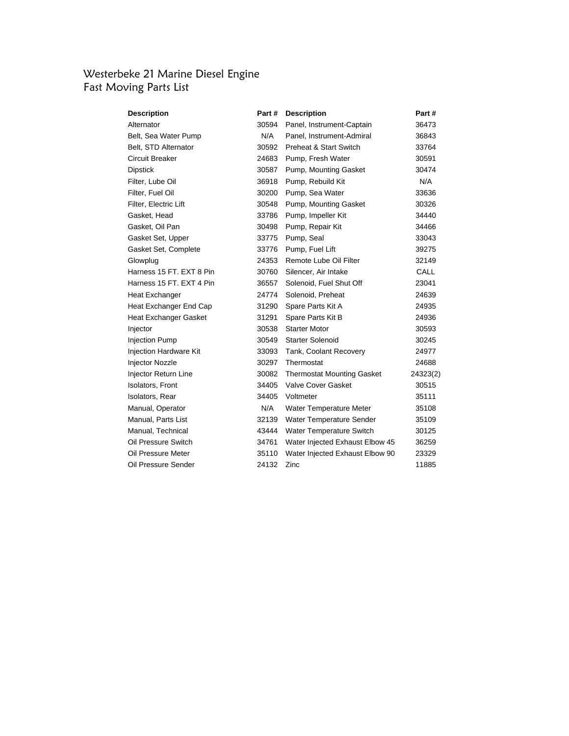# Westerbeke 21 Marine Diesel Engine
## Fast Moving Parts List

| Description | Part # | Description | Part # |
|---|---|---|---|
| Alternator | 30594 | Panel, Instrument-Captain | 36473 |
| Belt, Sea Water Pump | N/A | Panel, Instrument-Admiral | 36843 |
| Belt, STD Alternator | 30592 | Preheat & Start Switch | 33764 |
| Circuit Breaker | 24683 | Pump, Fresh Water | 30591 |
| Dipstick | 30587 | Pump, Mounting Gasket | 30474 |
| Filter, Lube Oil | 36918 | Pump, Rebuild Kit | N/A |
| Filter, Fuel Oil | 30200 | Pump, Sea Water | 33636 |
| Filter, Electric Lift | 30548 | Pump, Mounting Gasket | 30326 |
| Gasket, Head | 33786 | Pump, Impeller Kit | 34440 |
| Gasket, Oil Pan | 30498 | Pump, Repair Kit | 34466 |
| Gasket Set, Upper | 33775 | Pump, Seal | 33043 |
| Gasket Set, Complete | 33776 | Pump, Fuel Lift | 39275 |
| Glowplug | 24353 | Remote Lube Oil Filter | 32149 |
| Harness 15 FT. EXT 8 Pin | 30760 | Silencer, Air Intake | CALL |
| Harness 15 FT. EXT 4 Pin | 36557 | Solenoid, Fuel Shut Off | 23041 |
| Heat Exchanger | 24774 | Solenoid, Preheat | 24639 |
| Heat Exchanger End Cap | 31290 | Spare Parts Kit A | 24935 |
| Heat Exchanger Gasket | 31291 | Spare Parts Kit B | 24936 |
| Injector | 30538 | Starter Motor | 30593 |
| Injection Pump | 30549 | Starter Solenoid | 30245 |
| Injection Hardware Kit | 33093 | Tank, Coolant Recovery | 24977 |
| Injector Nozzle | 30297 | Thermostat | 24688 |
| Injector Return Line | 30082 | Thermostat Mounting Gasket | 24323(2) |
| Isolators, Front | 34405 | Valve Cover Gasket | 30515 |
| Isolators, Rear | 34405 | Voltmeter | 35111 |
| Manual, Operator | N/A | Water Temperature Meter | 35108 |
| Manual, Parts List | 32139 | Water Temperature Sender | 35109 |
| Manual, Technical | 43444 | Water Temperature Switch | 30125 |
| Oil Pressure Switch | 34761 | Water Injected Exhaust Elbow 45 | 36259 |
| Oil Pressure Meter | 35110 | Water Injected Exhaust Elbow 90 | 23329 |
| Oil Pressure Sender | 24132 | Zinc | 11885 |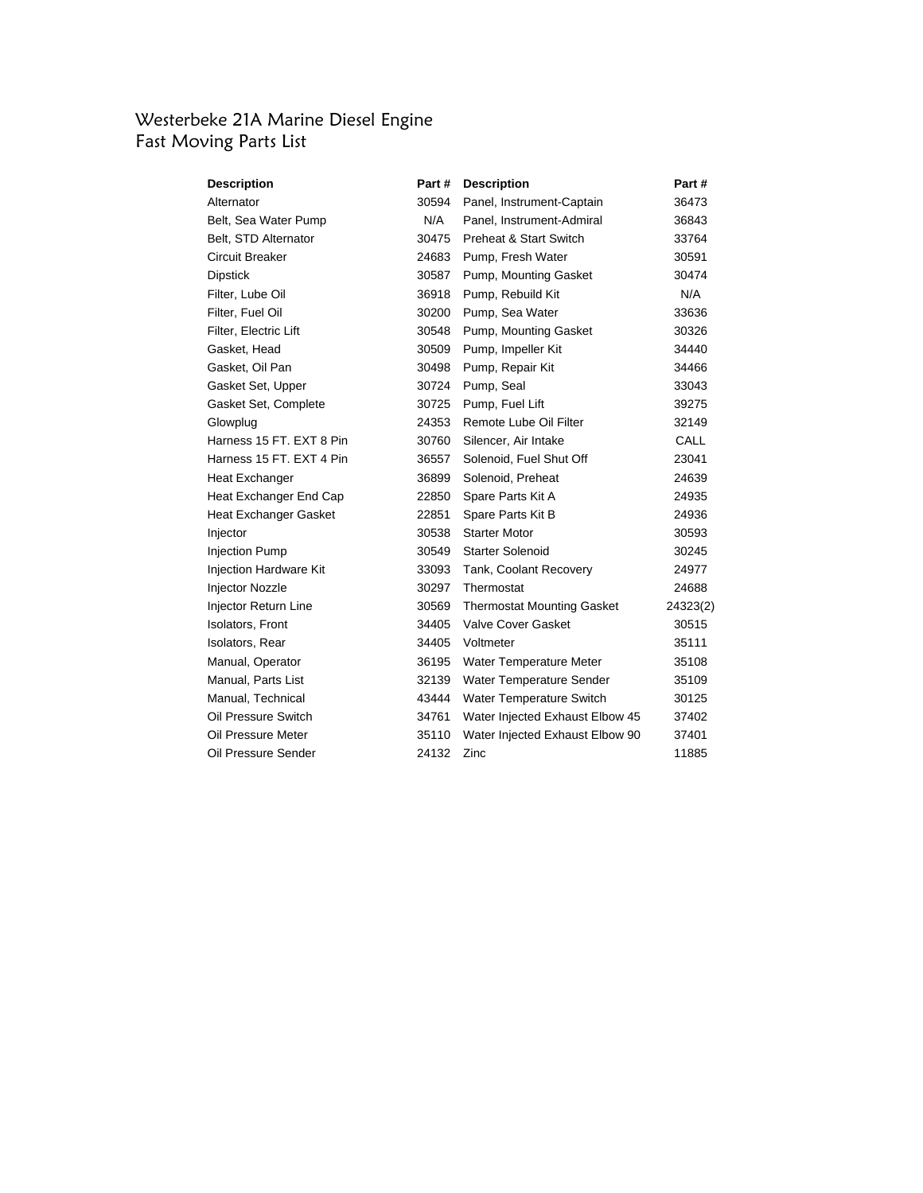# Westerbeke 21A Marine Diesel Engine
## Fast Moving Parts List

| Description | Part # | Description | Part # |
|---|---|---|---|
| Alternator | 30594 | Panel, Instrument-Captain | 36473 |
| Belt, Sea Water Pump | N/A | Panel, Instrument-Admiral | 36843 |
| Belt, STD Alternator | 30475 | Preheat & Start Switch | 33764 |
| Circuit Breaker | 24683 | Pump, Fresh Water | 30591 |
| Dipstick | 30587 | Pump, Mounting Gasket | 30474 |
| Filter, Lube Oil | 36918 | Pump, Rebuild Kit | N/A |
| Filter, Fuel Oil | 30200 | Pump, Sea Water | 33636 |
| Filter, Electric Lift | 30548 | Pump, Mounting Gasket | 30326 |
| Gasket, Head | 30509 | Pump, Impeller Kit | 34440 |
| Gasket, Oil Pan | 30498 | Pump, Repair Kit | 34466 |
| Gasket Set, Upper | 30724 | Pump, Seal | 33043 |
| Gasket Set, Complete | 30725 | Pump, Fuel Lift | 39275 |
| Glowplug | 24353 | Remote Lube Oil Filter | 32149 |
| Harness 15 FT. EXT 8 Pin | 30760 | Silencer, Air Intake | CALL |
| Harness 15 FT. EXT 4 Pin | 36557 | Solenoid, Fuel Shut Off | 23041 |
| Heat Exchanger | 36899 | Solenoid, Preheat | 24639 |
| Heat Exchanger End Cap | 22850 | Spare Parts Kit A | 24935 |
| Heat Exchanger Gasket | 22851 | Spare Parts Kit B | 24936 |
| Injector | 30538 | Starter Motor | 30593 |
| Injection Pump | 30549 | Starter Solenoid | 30245 |
| Injection Hardware Kit | 33093 | Tank, Coolant Recovery | 24977 |
| Injector Nozzle | 30297 | Thermostat | 24688 |
| Injector Return Line | 30569 | Thermostat Mounting Gasket | 24323(2) |
| Isolators, Front | 34405 | Valve Cover Gasket | 30515 |
| Isolators, Rear | 34405 | Voltmeter | 35111 |
| Manual, Operator | 36195 | Water Temperature Meter | 35108 |
| Manual, Parts List | 32139 | Water Temperature Sender | 35109 |
| Manual, Technical | 43444 | Water Temperature Switch | 30125 |
| Oil Pressure Switch | 34761 | Water Injected Exhaust Elbow 45 | 37402 |
| Oil Pressure Meter | 35110 | Water Injected Exhaust Elbow 90 | 37401 |
| Oil Pressure Sender | 24132 | Zinc | 11885 |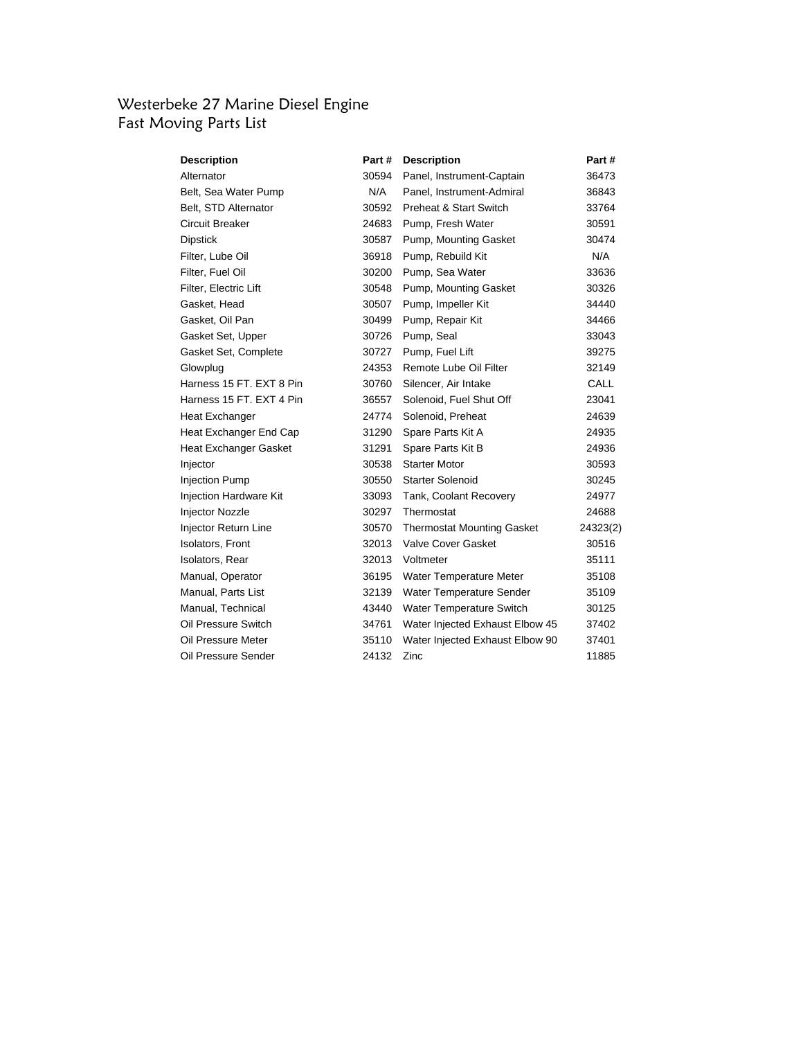# Westerbeke 27 Marine Diesel Engine
## Fast Moving Parts List

| Description | Part # | Description | Part # |
|---|---|---|---|
| Alternator | 30594 | Panel, Instrument-Captain | 36473 |
| Belt, Sea Water Pump | N/A | Panel, Instrument-Admiral | 36843 |
| Belt, STD Alternator | 30592 | Preheat & Start Switch | 33764 |
| Circuit Breaker | 24683 | Pump, Fresh Water | 30591 |
| Dipstick | 30587 | Pump, Mounting Gasket | 30474 |
| Filter, Lube Oil | 36918 | Pump, Rebuild Kit | N/A |
| Filter, Fuel Oil | 30200 | Pump, Sea Water | 33636 |
| Filter, Electric Lift | 30548 | Pump, Mounting Gasket | 30326 |
| Gasket, Head | 30507 | Pump, Impeller Kit | 34440 |
| Gasket, Oil Pan | 30499 | Pump, Repair Kit | 34466 |
| Gasket Set, Upper | 30726 | Pump, Seal | 33043 |
| Gasket Set, Complete | 30727 | Pump, Fuel Lift | 39275 |
| Glowplug | 24353 | Remote Lube Oil Filter | 32149 |
| Harness 15 FT. EXT 8 Pin | 30760 | Silencer, Air Intake | CALL |
| Harness 15 FT. EXT 4 Pin | 36557 | Solenoid, Fuel Shut Off | 23041 |
| Heat Exchanger | 24774 | Solenoid, Preheat | 24639 |
| Heat Exchanger End Cap | 31290 | Spare Parts Kit A | 24935 |
| Heat Exchanger Gasket | 31291 | Spare Parts Kit B | 24936 |
| Injector | 30538 | Starter Motor | 30593 |
| Injection Pump | 30550 | Starter Solenoid | 30245 |
| Injection Hardware Kit | 33093 | Tank, Coolant Recovery | 24977 |
| Injector Nozzle | 30297 | Thermostat | 24688 |
| Injector Return Line | 30570 | Thermostat Mounting Gasket | 24323(2) |
| Isolators, Front | 32013 | Valve Cover Gasket | 30516 |
| Isolators, Rear | 32013 | Voltmeter | 35111 |
| Manual, Operator | 36195 | Water Temperature Meter | 35108 |
| Manual, Parts List | 32139 | Water Temperature Sender | 35109 |
| Manual, Technical | 43440 | Water Temperature Switch | 30125 |
| Oil Pressure Switch | 34761 | Water Injected Exhaust Elbow 45 | 37402 |
| Oil Pressure Meter | 35110 | Water Injected Exhaust Elbow 90 | 37401 |
| Oil Pressure Sender | 24132 | Zinc | 11885 |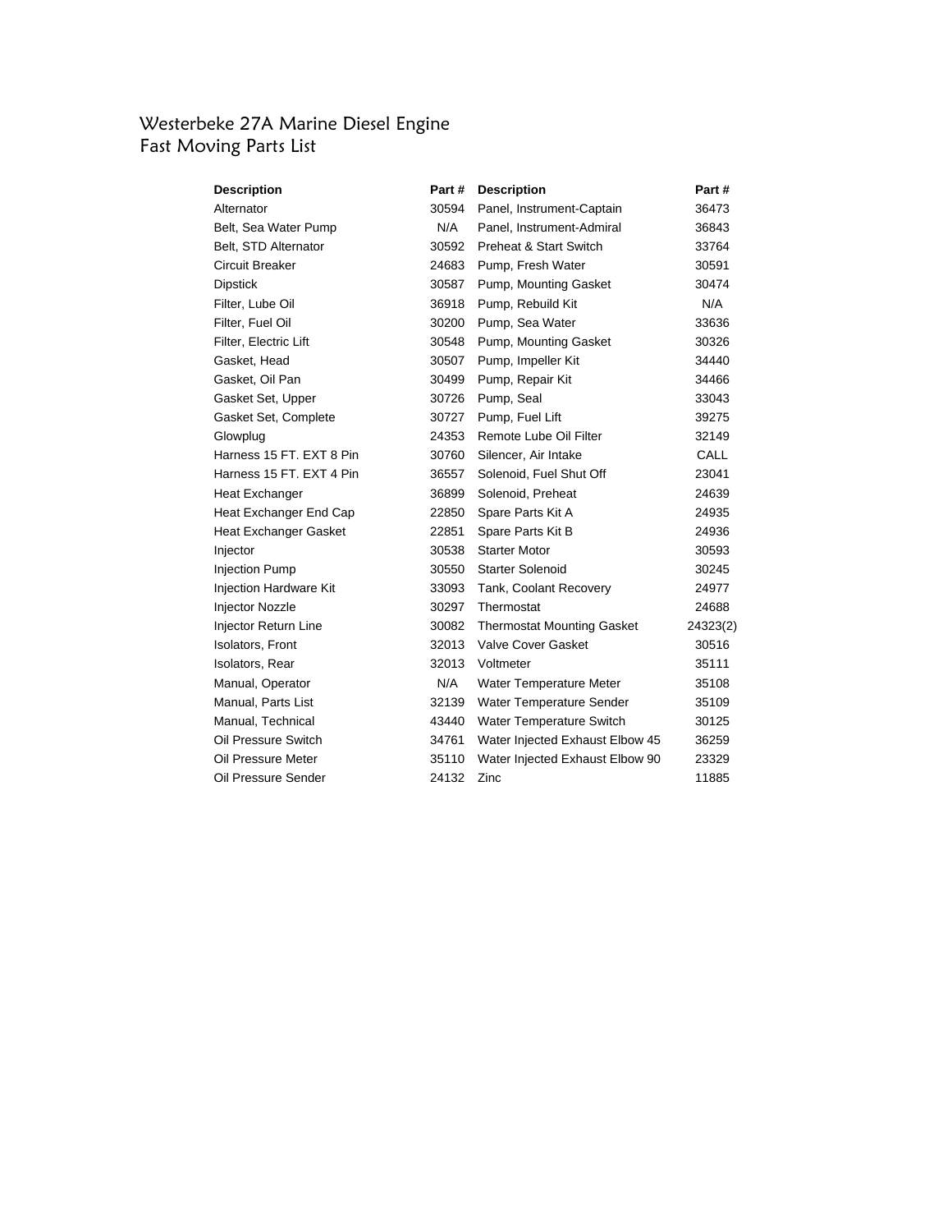# Westerbeke 27A Marine Diesel Engine
## Fast Moving Parts List

| Description | Part # | Description | Part # |
|---|---|---|---|
| Alternator | 30594 | Panel, Instrument-Captain | 36473 |
| Belt, Sea Water Pump | N/A | Panel, Instrument-Admiral | 36843 |
| Belt, STD Alternator | 30592 | Preheat & Start Switch | 33764 |
| Circuit Breaker | 24683 | Pump, Fresh Water | 30591 |
| Dipstick | 30587 | Pump, Mounting Gasket | 30474 |
| Filter, Lube Oil | 36918 | Pump, Rebuild Kit | N/A |
| Filter, Fuel Oil | 30200 | Pump, Sea Water | 33636 |
| Filter, Electric Lift | 30548 | Pump, Mounting Gasket | 30326 |
| Gasket, Head | 30507 | Pump, Impeller Kit | 34440 |
| Gasket, Oil Pan | 30499 | Pump, Repair Kit | 34466 |
| Gasket Set, Upper | 30726 | Pump, Seal | 33043 |
| Gasket Set, Complete | 30727 | Pump, Fuel Lift | 39275 |
| Glowplug | 24353 | Remote Lube Oil Filter | 32149 |
| Harness 15 FT. EXT 8 Pin | 30760 | Silencer, Air Intake | CALL |
| Harness 15 FT. EXT 4 Pin | 36557 | Solenoid, Fuel Shut Off | 23041 |
| Heat Exchanger | 36899 | Solenoid, Preheat | 24639 |
| Heat Exchanger End Cap | 22850 | Spare Parts Kit A | 24935 |
| Heat Exchanger Gasket | 22851 | Spare Parts Kit B | 24936 |
| Injector | 30538 | Starter Motor | 30593 |
| Injection Pump | 30550 | Starter Solenoid | 30245 |
| Injection Hardware Kit | 33093 | Tank, Coolant Recovery | 24977 |
| Injector Nozzle | 30297 | Thermostat | 24688 |
| Injector Return Line | 30082 | Thermostat Mounting Gasket | 24323(2) |
| Isolators, Front | 32013 | Valve Cover Gasket | 30516 |
| Isolators, Rear | 32013 | Voltmeter | 35111 |
| Manual, Operator | N/A | Water Temperature Meter | 35108 |
| Manual, Parts List | 32139 | Water Temperature Sender | 35109 |
| Manual, Technical | 43440 | Water Temperature Switch | 30125 |
| Oil Pressure Switch | 34761 | Water Injected Exhaust Elbow 45 | 36259 |
| Oil Pressure Meter | 35110 | Water Injected Exhaust Elbow 90 | 23329 |
| Oil Pressure Sender | 24132 | Zinc | 11885 |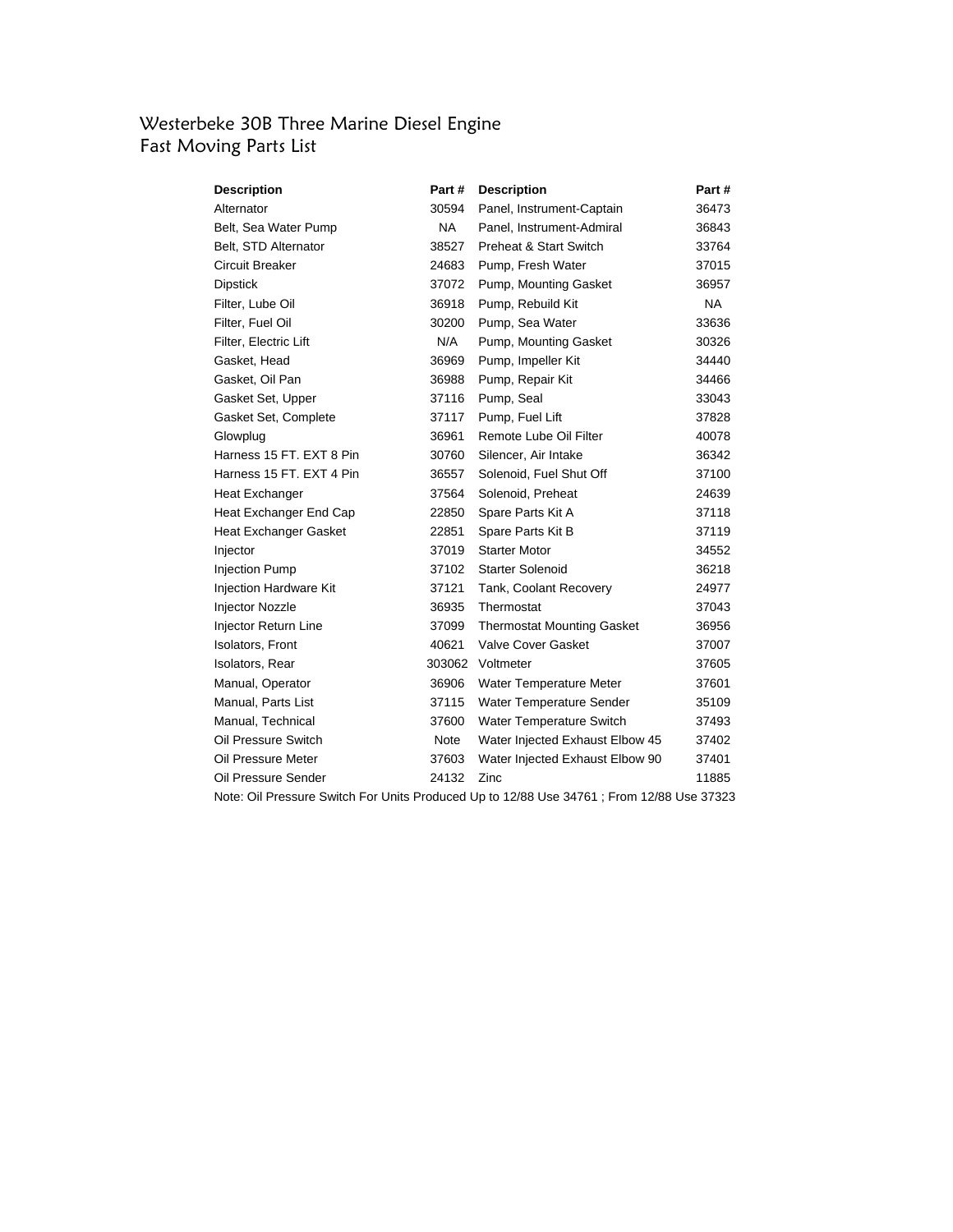# Westerbeke 30B Three Marine Diesel Engine
## Fast Moving Parts List

| Description | Part # | Description | Part # |
|---|---|---|---|
| Alternator | 30594 | Panel, Instrument-Captain | 36473 |
| Belt, Sea Water Pump | NA | Panel, Instrument-Admiral | 36843 |
| Belt, STD Alternator | 38527 | Preheat & Start Switch | 33764 |
| Circuit Breaker | 24683 | Pump, Fresh Water | 37015 |
| Dipstick | 37072 | Pump, Mounting Gasket | 36957 |
| Filter, Lube Oil | 36918 | Pump, Rebuild Kit | NA |
| Filter, Fuel Oil | 30200 | Pump, Sea Water | 33636 |
| Filter, Electric Lift | N/A | Pump, Mounting Gasket | 30326 |
| Gasket, Head | 36969 | Pump, Impeller Kit | 34440 |
| Gasket, Oil Pan | 36988 | Pump, Repair Kit | 34466 |
| Gasket Set, Upper | 37116 | Pump, Seal | 33043 |
| Gasket Set, Complete | 37117 | Pump, Fuel Lift | 37828 |
| Glowplug | 36961 | Remote Lube Oil Filter | 40078 |
| Harness 15 FT. EXT 8 Pin | 30760 | Silencer, Air Intake | 36342 |
| Harness 15 FT. EXT 4 Pin | 36557 | Solenoid, Fuel Shut Off | 37100 |
| Heat Exchanger | 37564 | Solenoid, Preheat | 24639 |
| Heat Exchanger End Cap | 22850 | Spare Parts Kit A | 37118 |
| Heat Exchanger Gasket | 22851 | Spare Parts Kit B | 37119 |
| Injector | 37019 | Starter Motor | 34552 |
| Injection Pump | 37102 | Starter Solenoid | 36218 |
| Injection Hardware Kit | 37121 | Tank, Coolant Recovery | 24977 |
| Injector Nozzle | 36935 | Thermostat | 37043 |
| Injector Return Line | 37099 | Thermostat Mounting Gasket | 36956 |
| Isolators, Front | 40621 | Valve Cover Gasket | 37007 |
| Isolators, Rear | 303062 | Voltmeter | 37605 |
| Manual, Operator | 36906 | Water Temperature Meter | 37601 |
| Manual, Parts List | 37115 | Water Temperature Sender | 35109 |
| Manual, Technical | 37600 | Water Temperature Switch | 37493 |
| Oil Pressure Switch | Note | Water Injected Exhaust Elbow 45 | 37402 |
| Oil Pressure Meter | 37603 | Water Injected Exhaust Elbow 90 | 37401 |
| Oil Pressure Sender | 24132 | Zinc | 11885 |

Note: Oil Pressure Switch For Units Produced Up to 12/88 Use 34761 ; From 12/88 Use 37323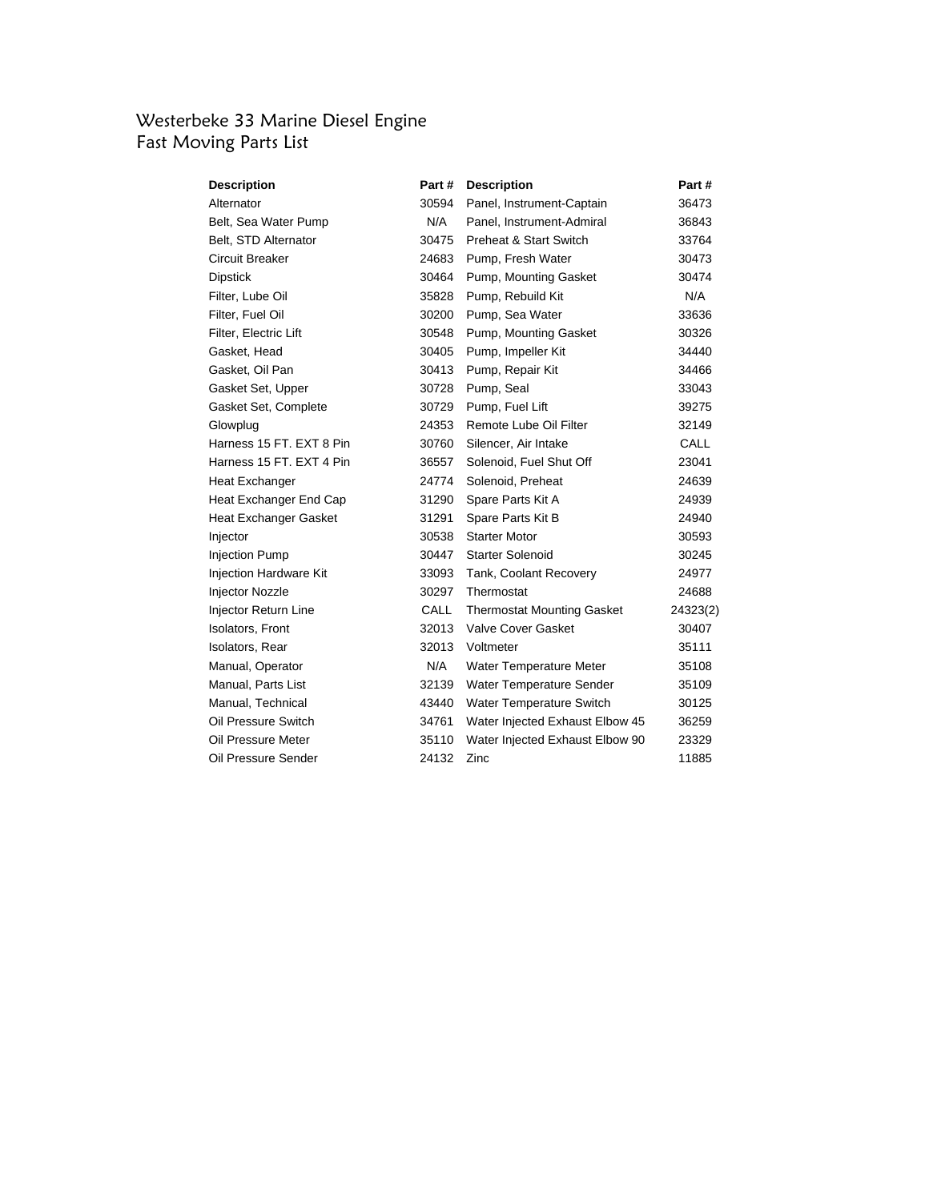# Westerbeke 33 Marine Diesel Engine
## Fast Moving Parts List

| Description | Part # | Description | Part # |
|---|---|---|---|
| Alternator | 30594 | Panel, Instrument-Captain | 36473 |
| Belt, Sea Water Pump | N/A | Panel, Instrument-Admiral | 36843 |
| Belt, STD Alternator | 30475 | Preheat & Start Switch | 33764 |
| Circuit Breaker | 24683 | Pump, Fresh Water | 30473 |
| Dipstick | 30464 | Pump, Mounting Gasket | 30474 |
| Filter, Lube Oil | 35828 | Pump, Rebuild Kit | N/A |
| Filter, Fuel Oil | 30200 | Pump, Sea Water | 33636 |
| Filter, Electric Lift | 30548 | Pump, Mounting Gasket | 30326 |
| Gasket, Head | 30405 | Pump, Impeller Kit | 34440 |
| Gasket, Oil Pan | 30413 | Pump, Repair Kit | 34466 |
| Gasket Set, Upper | 30728 | Pump, Seal | 33043 |
| Gasket Set, Complete | 30729 | Pump, Fuel Lift | 39275 |
| Glowplug | 24353 | Remote Lube Oil Filter | 32149 |
| Harness 15 FT. EXT 8 Pin | 30760 | Silencer, Air Intake | CALL |
| Harness 15 FT. EXT 4 Pin | 36557 | Solenoid, Fuel Shut Off | 23041 |
| Heat Exchanger | 24774 | Solenoid, Preheat | 24639 |
| Heat Exchanger End Cap | 31290 | Spare Parts Kit A | 24939 |
| Heat Exchanger Gasket | 31291 | Spare Parts Kit B | 24940 |
| Injector | 30538 | Starter Motor | 30593 |
| Injection Pump | 30447 | Starter Solenoid | 30245 |
| Injection Hardware Kit | 33093 | Tank, Coolant Recovery | 24977 |
| Injector Nozzle | 30297 | Thermostat | 24688 |
| Injector Return Line | CALL | Thermostat Mounting Gasket | 24323(2) |
| Isolators, Front | 32013 | Valve Cover Gasket | 30407 |
| Isolators, Rear | 32013 | Voltmeter | 35111 |
| Manual, Operator | N/A | Water Temperature Meter | 35108 |
| Manual, Parts List | 32139 | Water Temperature Sender | 35109 |
| Manual, Technical | 43440 | Water Temperature Switch | 30125 |
| Oil Pressure Switch | 34761 | Water Injected Exhaust Elbow 45 | 36259 |
| Oil Pressure Meter | 35110 | Water Injected Exhaust Elbow 90 | 23329 |
| Oil Pressure Sender | 24132 | Zinc | 11885 |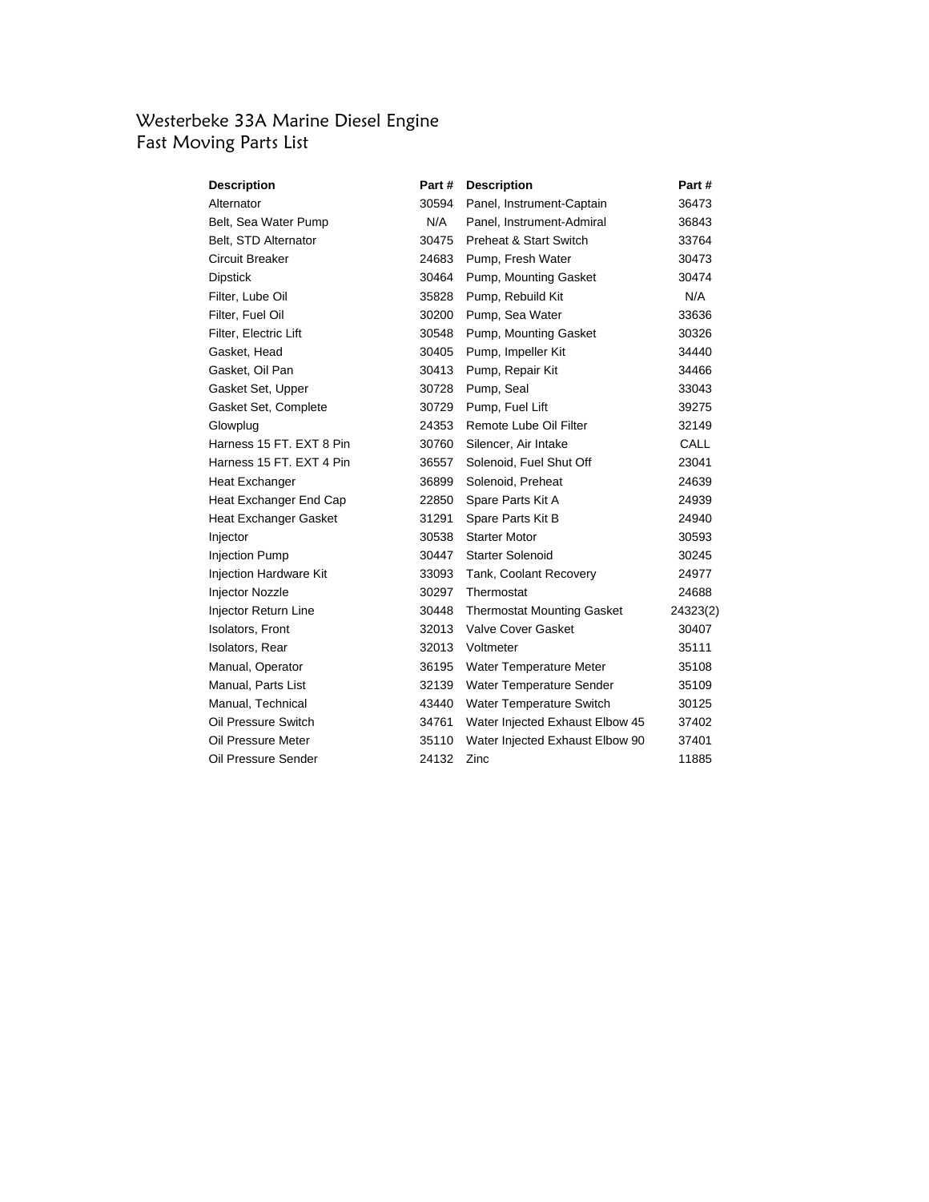# Westerbeke 33A Marine Diesel Engine
## Fast Moving Parts List

| Description | Part # | Description | Part # |
|---|---|---|---|
| Alternator | 30594 | Panel, Instrument-Captain | 36473 |
| Belt, Sea Water Pump | N/A | Panel, Instrument-Admiral | 36843 |
| Belt, STD Alternator | 30475 | Preheat & Start Switch | 33764 |
| Circuit Breaker | 24683 | Pump, Fresh Water | 30473 |
| Dipstick | 30464 | Pump, Mounting Gasket | 30474 |
| Filter, Lube Oil | 35828 | Pump, Rebuild Kit | N/A |
| Filter, Fuel Oil | 30200 | Pump, Sea Water | 33636 |
| Filter, Electric Lift | 30548 | Pump, Mounting Gasket | 30326 |
| Gasket, Head | 30405 | Pump, Impeller Kit | 34440 |
| Gasket, Oil Pan | 30413 | Pump, Repair Kit | 34466 |
| Gasket Set, Upper | 30728 | Pump, Seal | 33043 |
| Gasket Set, Complete | 30729 | Pump, Fuel Lift | 39275 |
| Glowplug | 24353 | Remote Lube Oil Filter | 32149 |
| Harness 15 FT. EXT 8 Pin | 30760 | Silencer, Air Intake | CALL |
| Harness 15 FT. EXT 4 Pin | 36557 | Solenoid, Fuel Shut Off | 23041 |
| Heat Exchanger | 36899 | Solenoid, Preheat | 24639 |
| Heat Exchanger End Cap | 22850 | Spare Parts Kit A | 24939 |
| Heat Exchanger Gasket | 31291 | Spare Parts Kit B | 24940 |
| Injector | 30538 | Starter Motor | 30593 |
| Injection Pump | 30447 | Starter Solenoid | 30245 |
| Injection Hardware Kit | 33093 | Tank, Coolant Recovery | 24977 |
| Injector Nozzle | 30297 | Thermostat | 24688 |
| Injector Return Line | 30448 | Thermostat Mounting Gasket | 24323(2) |
| Isolators, Front | 32013 | Valve Cover Gasket | 30407 |
| Isolators, Rear | 32013 | Voltmeter | 35111 |
| Manual, Operator | 36195 | Water Temperature Meter | 35108 |
| Manual, Parts List | 32139 | Water Temperature Sender | 35109 |
| Manual, Technical | 43440 | Water Temperature Switch | 30125 |
| Oil Pressure Switch | 34761 | Water Injected Exhaust Elbow 45 | 37402 |
| Oil Pressure Meter | 35110 | Water Injected Exhaust Elbow 90 | 37401 |
| Oil Pressure Sender | 24132 | Zinc | 11885 |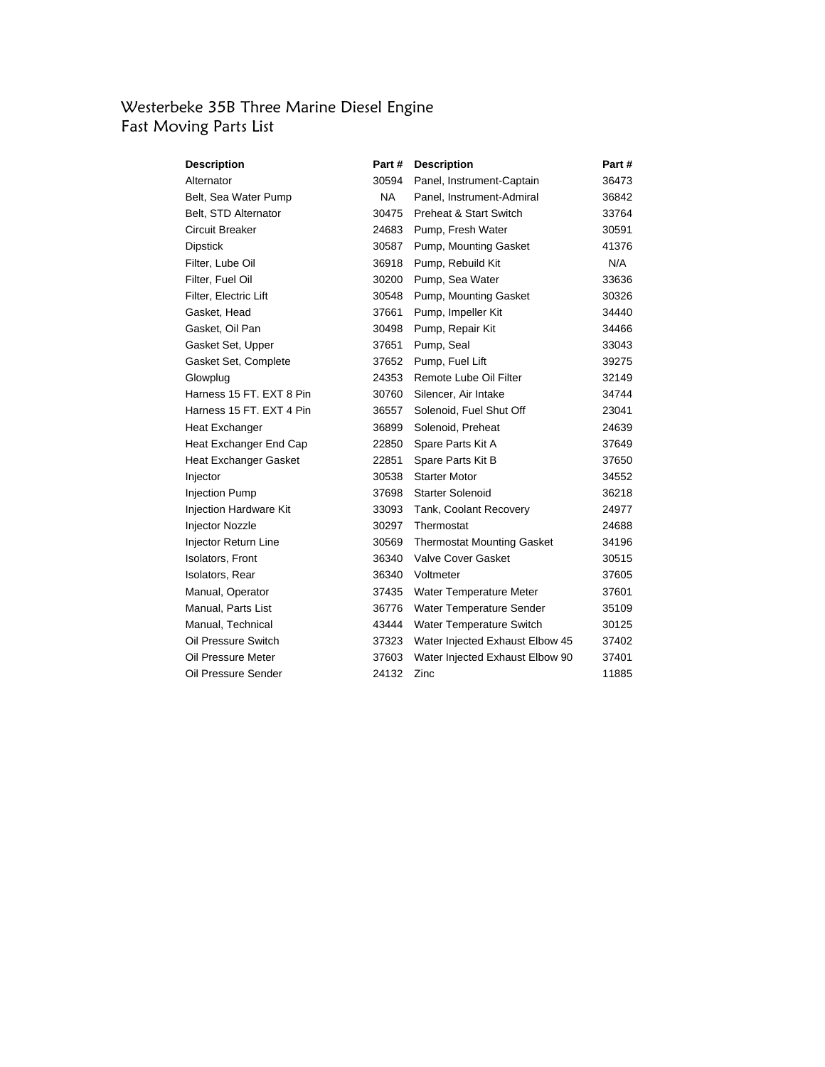# Westerbeke 35B Three Marine Diesel Engine
## Fast Moving Parts List

| Description | Part # | Description | Part # |
|---|---|---|---|
| Alternator | 30594 | Panel, Instrument-Captain | 36473 |
| Belt, Sea Water Pump | NA | Panel, Instrument-Admiral | 36842 |
| Belt, STD Alternator | 30475 | Preheat & Start Switch | 33764 |
| Circuit Breaker | 24683 | Pump, Fresh Water | 30591 |
| Dipstick | 30587 | Pump, Mounting Gasket | 41376 |
| Filter, Lube Oil | 36918 | Pump, Rebuild Kit | N/A |
| Filter, Fuel Oil | 30200 | Pump, Sea Water | 33636 |
| Filter, Electric Lift | 30548 | Pump, Mounting Gasket | 30326 |
| Gasket, Head | 37661 | Pump, Impeller Kit | 34440 |
| Gasket, Oil Pan | 30498 | Pump, Repair Kit | 34466 |
| Gasket Set, Upper | 37651 | Pump, Seal | 33043 |
| Gasket Set, Complete | 37652 | Pump, Fuel Lift | 39275 |
| Glowplug | 24353 | Remote Lube Oil Filter | 32149 |
| Harness 15 FT. EXT 8 Pin | 30760 | Silencer, Air Intake | 34744 |
| Harness 15 FT. EXT 4 Pin | 36557 | Solenoid, Fuel Shut Off | 23041 |
| Heat Exchanger | 36899 | Solenoid, Preheat | 24639 |
| Heat Exchanger End Cap | 22850 | Spare Parts Kit A | 37649 |
| Heat Exchanger Gasket | 22851 | Spare Parts Kit B | 37650 |
| Injector | 30538 | Starter Motor | 34552 |
| Injection Pump | 37698 | Starter Solenoid | 36218 |
| Injection Hardware Kit | 33093 | Tank, Coolant Recovery | 24977 |
| Injector Nozzle | 30297 | Thermostat | 24688 |
| Injector Return Line | 30569 | Thermostat Mounting Gasket | 34196 |
| Isolators, Front | 36340 | Valve Cover Gasket | 30515 |
| Isolators, Rear | 36340 | Voltmeter | 37605 |
| Manual, Operator | 37435 | Water Temperature Meter | 37601 |
| Manual, Parts List | 36776 | Water Temperature Sender | 35109 |
| Manual, Technical | 43444 | Water Temperature Switch | 30125 |
| Oil Pressure Switch | 37323 | Water Injected Exhaust Elbow 45 | 37402 |
| Oil Pressure Meter | 37603 | Water Injected Exhaust Elbow 90 | 37401 |
| Oil Pressure Sender | 24132 | Zinc | 11885 |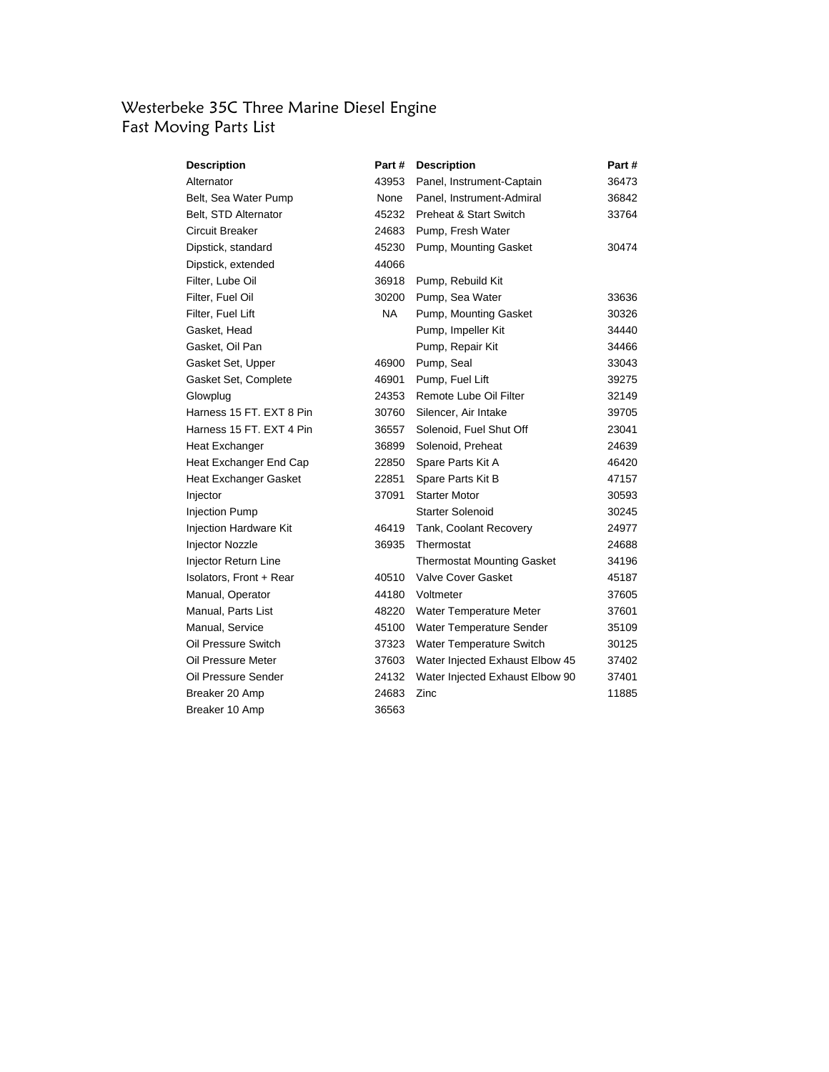# Westerbeke 35C Three Marine Diesel Engine
## Fast Moving Parts List

| Description | Part # | Description | Part # |
|---|---|---|---|
| Alternator | 43953 | Panel, Instrument-Captain | 36473 |
| Belt, Sea Water Pump | None | Panel, Instrument-Admiral | 36842 |
| Belt, STD Alternator | 45232 | Preheat & Start Switch | 33764 |
| Circuit Breaker | 24683 | Pump, Fresh Water | |
| Dipstick, standard | 45230 | Pump, Mounting Gasket | 30474 |
| Dipstick, extended | 44066 | | |
| Filter, Lube Oil | 36918 | Pump, Rebuild Kit | |
| Filter, Fuel Oil | 30200 | Pump, Sea Water | 33636 |
| Filter, Fuel Lift | NA | Pump, Mounting Gasket | 30326 |
| Gasket, Head | | Pump, Impeller Kit | 34440 |
| Gasket, Oil Pan | | Pump, Repair Kit | 34466 |
| Gasket Set, Upper | 46900 | Pump, Seal | 33043 |
| Gasket Set, Complete | 46901 | Pump, Fuel Lift | 39275 |
| Glowplug | 24353 | Remote Lube Oil Filter | 32149 |
| Harness 15 FT. EXT 8 Pin | 30760 | Silencer, Air Intake | 39705 |
| Harness 15 FT. EXT 4 Pin | 36557 | Solenoid, Fuel Shut Off | 23041 |
| Heat Exchanger | 36899 | Solenoid, Preheat | 24639 |
| Heat Exchanger End Cap | 22850 | Spare Parts Kit A | 46420 |
| Heat Exchanger Gasket | 22851 | Spare Parts Kit B | 47157 |
| Injector | 37091 | Starter Motor | 30593 |
| Injection Pump | | Starter Solenoid | 30245 |
| Injection Hardware Kit | 46419 | Tank, Coolant Recovery | 24977 |
| Injector Nozzle | 36935 | Thermostat | 24688 |
| Injector Return Line | | Thermostat Mounting Gasket | 34196 |
| Isolators, Front + Rear | 40510 | Valve Cover Gasket | 45187 |
| Manual, Operator | 44180 | Voltmeter | 37605 |
| Manual, Parts List | 48220 | Water Temperature Meter | 37601 |
| Manual, Service | 45100 | Water Temperature Sender | 35109 |
| Oil Pressure Switch | 37323 | Water Temperature Switch | 30125 |
| Oil Pressure Meter | 37603 | Water Injected Exhaust Elbow 45 | 37402 |
| Oil Pressure Sender | 24132 | Water Injected Exhaust Elbow 90 | 37401 |
| Breaker 20 Amp | 24683 | Zinc | 11885 |
| Breaker 10 Amp | 36563 | | |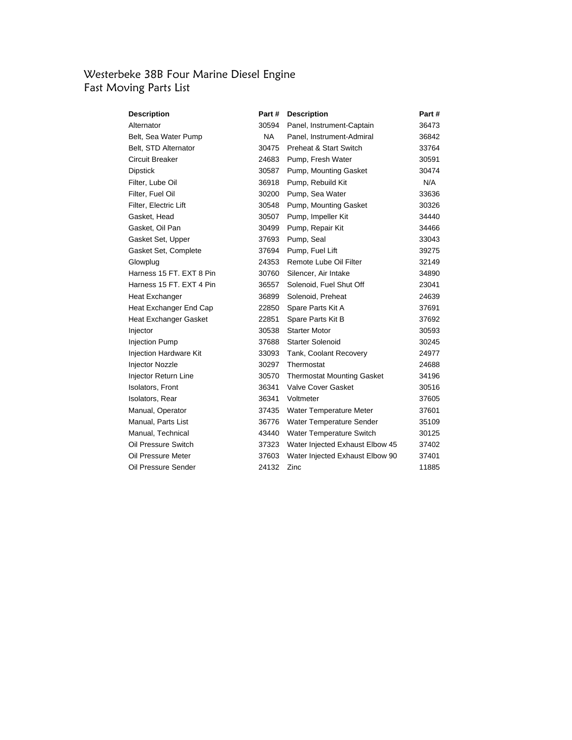# Westerbeke 38B Four Marine Diesel Engine
## Fast Moving Parts List

| Description | Part # | Description | Part # |
|---|---|---|---|
| Alternator | 30594 | Panel, Instrument-Captain | 36473 |
| Belt, Sea Water Pump | NA | Panel, Instrument-Admiral | 36842 |
| Belt, STD Alternator | 30475 | Preheat & Start Switch | 33764 |
| Circuit Breaker | 24683 | Pump, Fresh Water | 30591 |
| Dipstick | 30587 | Pump, Mounting Gasket | 30474 |
| Filter, Lube Oil | 36918 | Pump, Rebuild Kit | N/A |
| Filter, Fuel Oil | 30200 | Pump, Sea Water | 33636 |
| Filter, Electric Lift | 30548 | Pump, Mounting Gasket | 30326 |
| Gasket, Head | 30507 | Pump, Impeller Kit | 34440 |
| Gasket, Oil Pan | 30499 | Pump, Repair Kit | 34466 |
| Gasket Set, Upper | 37693 | Pump, Seal | 33043 |
| Gasket Set, Complete | 37694 | Pump, Fuel Lift | 39275 |
| Glowplug | 24353 | Remote Lube Oil Filter | 32149 |
| Harness 15 FT. EXT 8 Pin | 30760 | Silencer, Air Intake | 34890 |
| Harness 15 FT. EXT 4 Pin | 36557 | Solenoid, Fuel Shut Off | 23041 |
| Heat Exchanger | 36899 | Solenoid, Preheat | 24639 |
| Heat Exchanger End Cap | 22850 | Spare Parts Kit A | 37691 |
| Heat Exchanger Gasket | 22851 | Spare Parts Kit B | 37692 |
| Injector | 30538 | Starter Motor | 30593 |
| Injection Pump | 37688 | Starter Solenoid | 30245 |
| Injection Hardware Kit | 33093 | Tank, Coolant Recovery | 24977 |
| Injector Nozzle | 30297 | Thermostat | 24688 |
| Injector Return Line | 30570 | Thermostat Mounting Gasket | 34196 |
| Isolators, Front | 36341 | Valve Cover Gasket | 30516 |
| Isolators, Rear | 36341 | Voltmeter | 37605 |
| Manual, Operator | 37435 | Water Temperature Meter | 37601 |
| Manual, Parts List | 36776 | Water Temperature Sender | 35109 |
| Manual, Technical | 43440 | Water Temperature Switch | 30125 |
| Oil Pressure Switch | 37323 | Water Injected Exhaust Elbow 45 | 37402 |
| Oil Pressure Meter | 37603 | Water Injected Exhaust Elbow 90 | 37401 |
| Oil Pressure Sender | 24132 | Zinc | 11885 |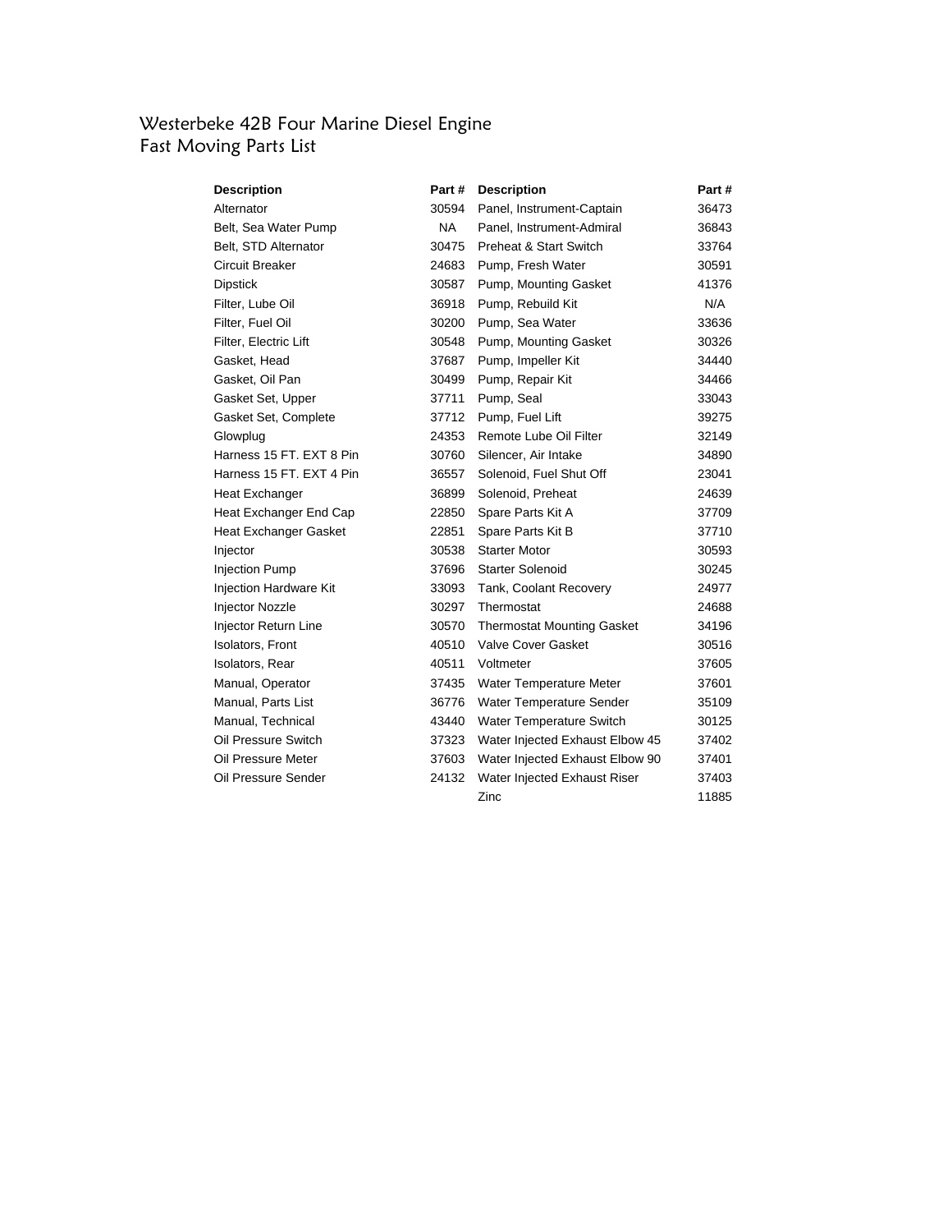# Westerbeke 42B Four Marine Diesel Engine
## Fast Moving Parts List

| Description | Part # | Description | Part # |
|---|---|---|---|
| Alternator | 30594 | Panel, Instrument-Captain | 36473 |
| Belt, Sea Water Pump | NA | Panel, Instrument-Admiral | 36843 |
| Belt, STD Alternator | 30475 | Preheat & Start Switch | 33764 |
| Circuit Breaker | 24683 | Pump, Fresh Water | 30591 |
| Dipstick | 30587 | Pump, Mounting Gasket | 41376 |
| Filter, Lube Oil | 36918 | Pump, Rebuild Kit | N/A |
| Filter, Fuel Oil | 30200 | Pump, Sea Water | 33636 |
| Filter, Electric Lift | 30548 | Pump, Mounting Gasket | 30326 |
| Gasket, Head | 37687 | Pump, Impeller Kit | 34440 |
| Gasket, Oil Pan | 30499 | Pump, Repair Kit | 34466 |
| Gasket Set, Upper | 37711 | Pump, Seal | 33043 |
| Gasket Set, Complete | 37712 | Pump, Fuel Lift | 39275 |
| Glowplug | 24353 | Remote Lube Oil Filter | 32149 |
| Harness 15 FT. EXT 8 Pin | 30760 | Silencer, Air Intake | 34890 |
| Harness 15 FT. EXT 4 Pin | 36557 | Solenoid, Fuel Shut Off | 23041 |
| Heat Exchanger | 36899 | Solenoid, Preheat | 24639 |
| Heat Exchanger End Cap | 22850 | Spare Parts Kit A | 37709 |
| Heat Exchanger Gasket | 22851 | Spare Parts Kit B | 37710 |
| Injector | 30538 | Starter Motor | 30593 |
| Injection Pump | 37696 | Starter Solenoid | 30245 |
| Injection Hardware Kit | 33093 | Tank, Coolant Recovery | 24977 |
| Injector Nozzle | 30297 | Thermostat | 24688 |
| Injector Return Line | 30570 | Thermostat Mounting Gasket | 34196 |
| Isolators, Front | 40510 | Valve Cover Gasket | 30516 |
| Isolators, Rear | 40511 | Voltmeter | 37605 |
| Manual, Operator | 37435 | Water Temperature Meter | 37601 |
| Manual, Parts List | 36776 | Water Temperature Sender | 35109 |
| Manual, Technical | 43440 | Water Temperature Switch | 30125 |
| Oil Pressure Switch | 37323 | Water Injected Exhaust Elbow 45 | 37402 |
| Oil Pressure Meter | 37603 | Water Injected Exhaust Elbow 90 | 37401 |
| Oil Pressure Sender | 24132 | Water Injected Exhaust Riser | 37403 |
| | | Zinc | 11885 |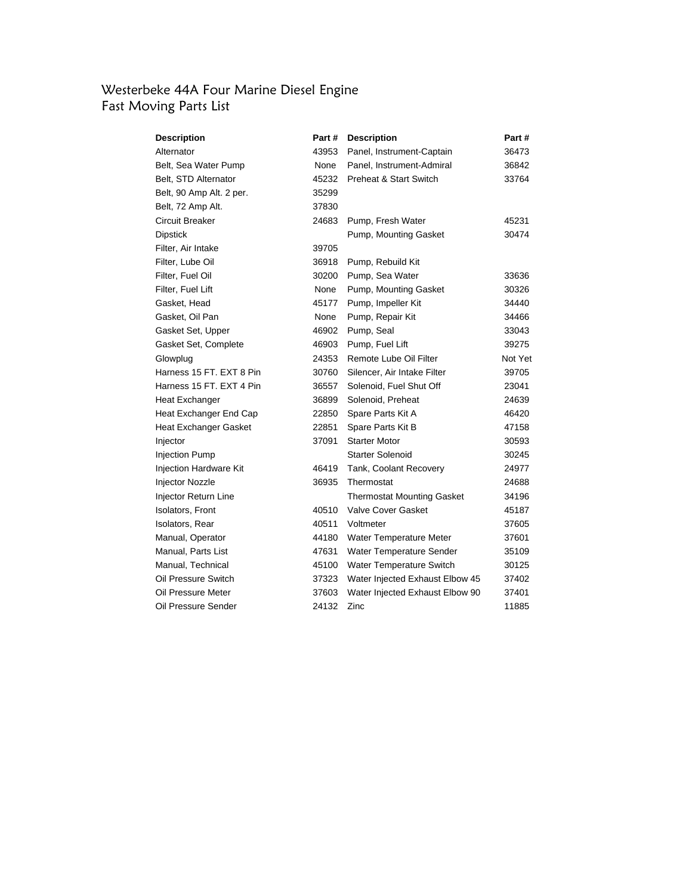# Westerbeke 44A Four Marine Diesel Engine
## Fast Moving Parts List

| Description | Part # | Description | Part # |
|---|---|---|---|
| Alternator | 43953 | Panel, Instrument-Captain | 36473 |
| Belt, Sea Water Pump | None | Panel, Instrument-Admiral | 36842 |
| Belt, STD Alternator | 45232 | Preheat & Start Switch | 33764 |
| Belt, 90 Amp Alt. 2 per. | 35299 | | |
| Belt, 72 Amp Alt. | 37830 | | |
| Circuit Breaker | 24683 | Pump, Fresh Water | 45231 |
| Dipstick | | Pump, Mounting Gasket | 30474 |
| Filter, Air Intake | 39705 | | |
| Filter, Lube Oil | 36918 | Pump, Rebuild Kit | |
| Filter, Fuel Oil | 30200 | Pump, Sea Water | 33636 |
| Filter, Fuel Lift | None | Pump, Mounting Gasket | 30326 |
| Gasket, Head | 45177 | Pump, Impeller Kit | 34440 |
| Gasket, Oil Pan | None | Pump, Repair Kit | 34466 |
| Gasket Set, Upper | 46902 | Pump, Seal | 33043 |
| Gasket Set, Complete | 46903 | Pump, Fuel Lift | 39275 |
| Glowplug | 24353 | Remote Lube Oil Filter | Not Yet |
| Harness 15 FT. EXT 8 Pin | 30760 | Silencer, Air Intake Filter | 39705 |
| Harness 15 FT. EXT 4 Pin | 36557 | Solenoid, Fuel Shut Off | 23041 |
| Heat Exchanger | 36899 | Solenoid, Preheat | 24639 |
| Heat Exchanger End Cap | 22850 | Spare Parts Kit A | 46420 |
| Heat Exchanger Gasket | 22851 | Spare Parts Kit B | 47158 |
| Injector | 37091 | Starter Motor | 30593 |
| Injection Pump | | Starter Solenoid | 30245 |
| Injection Hardware Kit | 46419 | Tank, Coolant Recovery | 24977 |
| Injector Nozzle | 36935 | Thermostat | 24688 |
| Injector Return Line | | Thermostat Mounting Gasket | 34196 |
| Isolators, Front | 40510 | Valve Cover Gasket | 45187 |
| Isolators, Rear | 40511 | Voltmeter | 37605 |
| Manual, Operator | 44180 | Water Temperature Meter | 37601 |
| Manual, Parts List | 47631 | Water Temperature Sender | 35109 |
| Manual, Technical | 45100 | Water Temperature Switch | 30125 |
| Oil Pressure Switch | 37323 | Water Injected Exhaust Elbow 45 | 37402 |
| Oil Pressure Meter | 37603 | Water Injected Exhaust Elbow 90 | 37401 |
| Oil Pressure Sender | 24132 | Zinc | 11885 |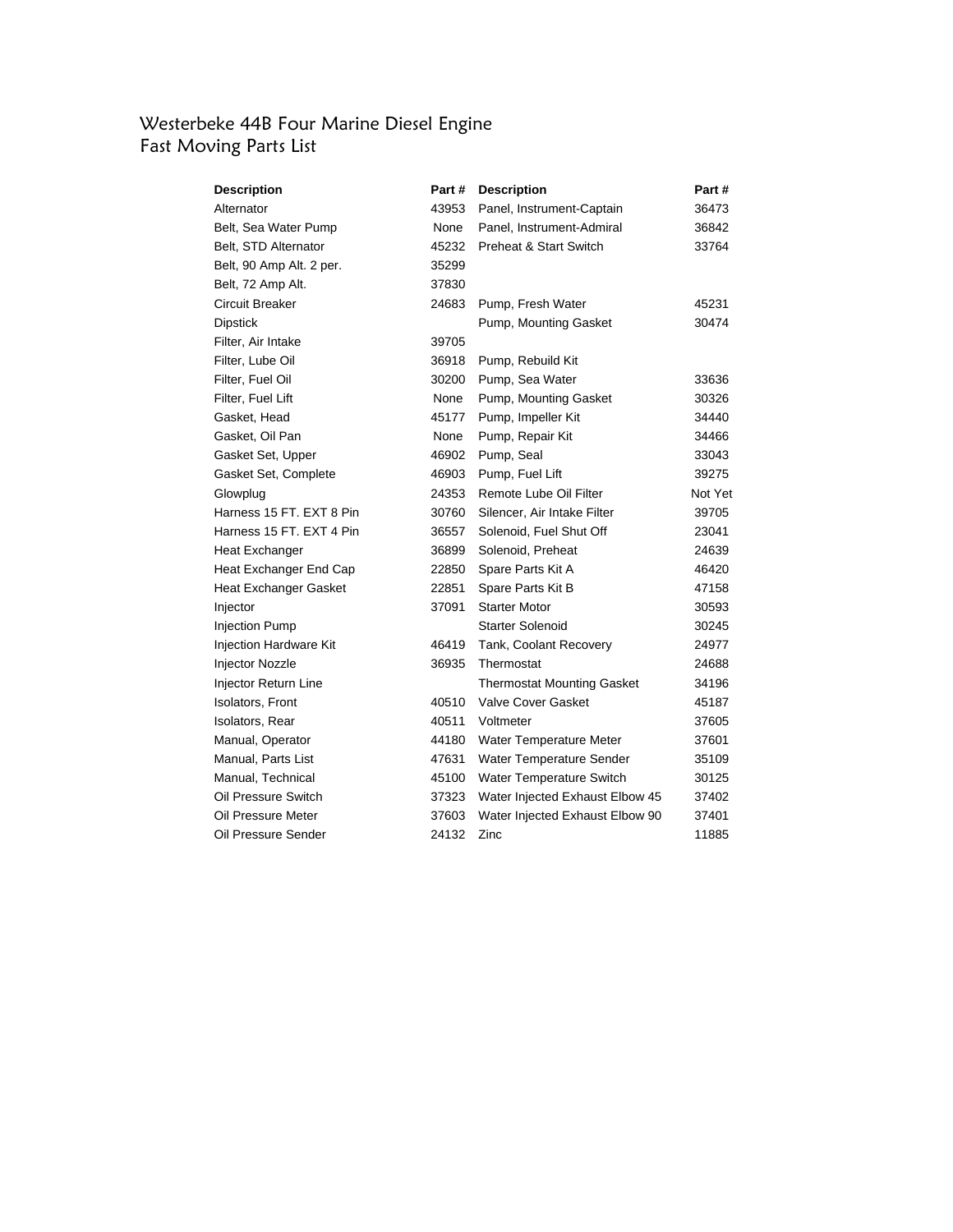# Westerbeke 44B Four Marine Diesel Engine
## Fast Moving Parts List

| Description | Part # | Description | Part # |
|---|---|---|---|
| Alternator | 43953 | Panel, Instrument-Captain | 36473 |
| Belt, Sea Water Pump | None | Panel, Instrument-Admiral | 36842 |
| Belt, STD Alternator | 45232 | Preheat & Start Switch | 33764 |
| Belt, 90 Amp Alt. 2 per. | 35299 | | |
| Belt, 72 Amp Alt. | 37830 | | |
| Circuit Breaker | 24683 | Pump, Fresh Water | 45231 |
| Dipstick | | Pump, Mounting Gasket | 30474 |
| Filter, Air Intake | 39705 | | |
| Filter, Lube Oil | 36918 | Pump, Rebuild Kit | |
| Filter, Fuel Oil | 30200 | Pump, Sea Water | 33636 |
| Filter, Fuel Lift | None | Pump, Mounting Gasket | 30326 |
| Gasket, Head | 45177 | Pump, Impeller Kit | 34440 |
| Gasket, Oil Pan | None | Pump, Repair Kit | 34466 |
| Gasket Set, Upper | 46902 | Pump, Seal | 33043 |
| Gasket Set, Complete | 46903 | Pump, Fuel Lift | 39275 |
| Glowplug | 24353 | Remote Lube Oil Filter | Not Yet |
| Harness 15 FT. EXT 8 Pin | 30760 | Silencer, Air Intake Filter | 39705 |
| Harness 15 FT. EXT 4 Pin | 36557 | Solenoid, Fuel Shut Off | 23041 |
| Heat Exchanger | 36899 | Solenoid, Preheat | 24639 |
| Heat Exchanger End Cap | 22850 | Spare Parts Kit A | 46420 |
| Heat Exchanger Gasket | 22851 | Spare Parts Kit B | 47158 |
| Injector | 37091 | Starter Motor | 30593 |
| Injection Pump | | Starter Solenoid | 30245 |
| Injection Hardware Kit | 46419 | Tank, Coolant Recovery | 24977 |
| Injector Nozzle | 36935 | Thermostat | 24688 |
| Injector Return Line | | Thermostat Mounting Gasket | 34196 |
| Isolators, Front | 40510 | Valve Cover Gasket | 45187 |
| Isolators, Rear | 40511 | Voltmeter | 37605 |
| Manual, Operator | 44180 | Water Temperature Meter | 37601 |
| Manual, Parts List | 47631 | Water Temperature Sender | 35109 |
| Manual, Technical | 45100 | Water Temperature Switch | 30125 |
| Oil Pressure Switch | 37323 | Water Injected Exhaust Elbow 45 | 37402 |
| Oil Pressure Meter | 37603 | Water Injected Exhaust Elbow 90 | 37401 |
| Oil Pressure Sender | 24132 | Zinc | 11885 |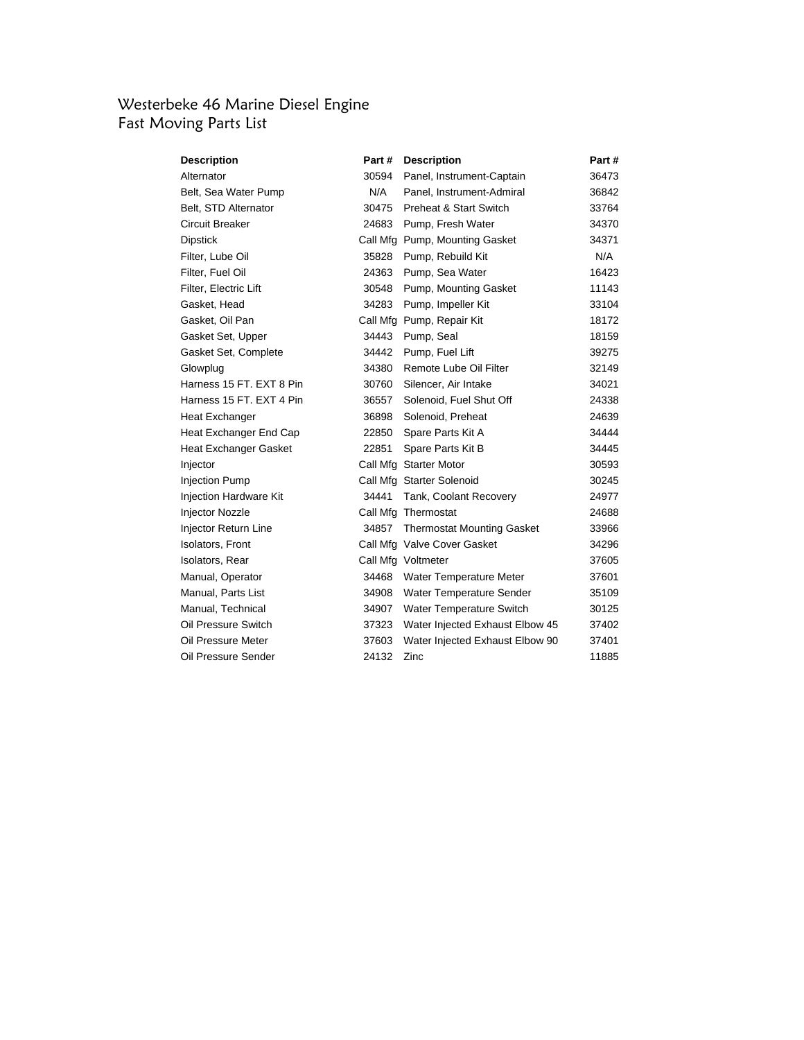# Westerbeke 46 Marine Diesel Engine
## Fast Moving Parts List

| Description | Part # | Description | Part # |
|---|---|---|---|
| Alternator | 30594 | Panel, Instrument-Captain | 36473 |
| Belt, Sea Water Pump | N/A | Panel, Instrument-Admiral | 36842 |
| Belt, STD Alternator | 30475 | Preheat & Start Switch | 33764 |
| Circuit Breaker | 24683 | Pump, Fresh Water | 34370 |
| Dipstick | Call Mfg | Pump, Mounting Gasket | 34371 |
| Filter, Lube Oil | 35828 | Pump, Rebuild Kit | N/A |
| Filter, Fuel Oil | 24363 | Pump, Sea Water | 16423 |
| Filter, Electric Lift | 30548 | Pump, Mounting Gasket | 11143 |
| Gasket, Head | 34283 | Pump, Impeller Kit | 33104 |
| Gasket, Oil Pan | Call Mfg | Pump, Repair Kit | 18172 |
| Gasket Set, Upper | 34443 | Pump, Seal | 18159 |
| Gasket Set, Complete | 34442 | Pump, Fuel Lift | 39275 |
| Glowplug | 34380 | Remote Lube Oil Filter | 32149 |
| Harness 15 FT. EXT 8 Pin | 30760 | Silencer, Air Intake | 34021 |
| Harness 15 FT. EXT 4 Pin | 36557 | Solenoid, Fuel Shut Off | 24338 |
| Heat Exchanger | 36898 | Solenoid, Preheat | 24639 |
| Heat Exchanger End Cap | 22850 | Spare Parts Kit A | 34444 |
| Heat Exchanger Gasket | 22851 | Spare Parts Kit B | 34445 |
| Injector | Call Mfg | Starter Motor | 30593 |
| Injection Pump | Call Mfg | Starter Solenoid | 30245 |
| Injection Hardware Kit | 34441 | Tank, Coolant Recovery | 24977 |
| Injector Nozzle | Call Mfg | Thermostat | 24688 |
| Injector Return Line | 34857 | Thermostat Mounting Gasket | 33966 |
| Isolators, Front | Call Mfg | Valve Cover Gasket | 34296 |
| Isolators, Rear | Call Mfg | Voltmeter | 37605 |
| Manual, Operator | 34468 | Water Temperature Meter | 37601 |
| Manual, Parts List | 34908 | Water Temperature Sender | 35109 |
| Manual, Technical | 34907 | Water Temperature Switch | 30125 |
| Oil Pressure Switch | 37323 | Water Injected Exhaust Elbow 45 | 37402 |
| Oil Pressure Meter | 37603 | Water Injected Exhaust Elbow 90 | 37401 |
| Oil Pressure Sender | 24132 | Zinc | 11885 |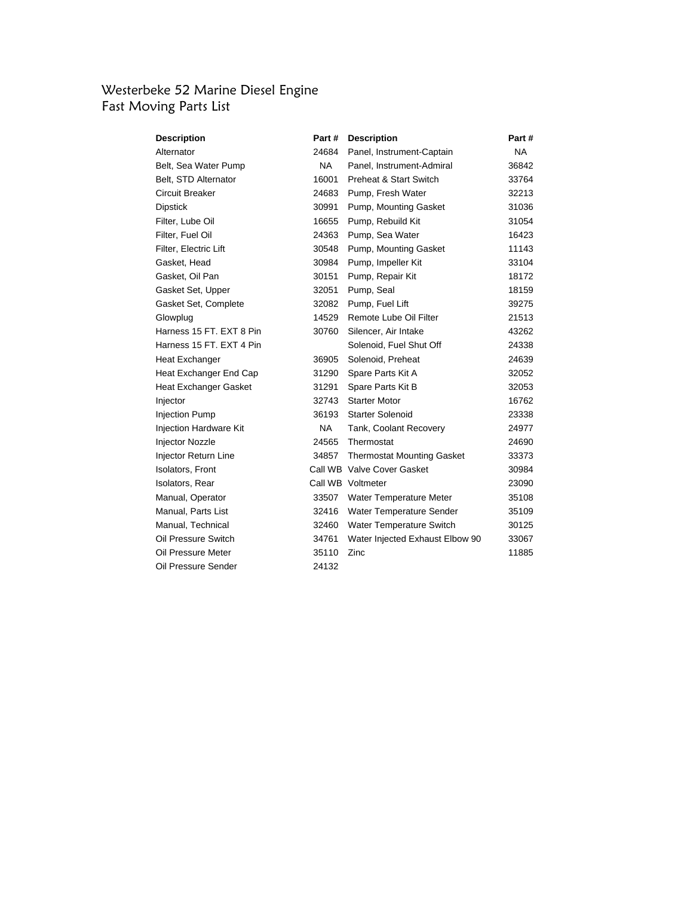# Westerbeke 52 Marine Diesel Engine
## Fast Moving Parts List

| Description | Part # | Description | Part # |
|---|---|---|---|
| Alternator | 24684 | Panel, Instrument-Captain | NA |
| Belt, Sea Water Pump | NA | Panel, Instrument-Admiral | 36842 |
| Belt, STD Alternator | 16001 | Preheat & Start Switch | 33764 |
| Circuit Breaker | 24683 | Pump, Fresh Water | 32213 |
| Dipstick | 30991 | Pump, Mounting Gasket | 31036 |
| Filter, Lube Oil | 16655 | Pump, Rebuild Kit | 31054 |
| Filter, Fuel Oil | 24363 | Pump, Sea Water | 16423 |
| Filter, Electric Lift | 30548 | Pump, Mounting Gasket | 11143 |
| Gasket, Head | 30984 | Pump, Impeller Kit | 33104 |
| Gasket, Oil Pan | 30151 | Pump, Repair Kit | 18172 |
| Gasket Set, Upper | 32051 | Pump, Seal | 18159 |
| Gasket Set, Complete | 32082 | Pump, Fuel Lift | 39275 |
| Glowplug | 14529 | Remote Lube Oil Filter | 21513 |
| Harness 15 FT. EXT 8 Pin | 30760 | Silencer, Air Intake | 43262 |
| Harness 15 FT. EXT 4 Pin | | Solenoid, Fuel Shut Off | 24338 |
| Heat Exchanger | 36905 | Solenoid, Preheat | 24639 |
| Heat Exchanger End Cap | 31290 | Spare Parts Kit A | 32052 |
| Heat Exchanger Gasket | 31291 | Spare Parts Kit B | 32053 |
| Injector | 32743 | Starter Motor | 16762 |
| Injection Pump | 36193 | Starter Solenoid | 23338 |
| Injection Hardware Kit | NA | Tank, Coolant Recovery | 24977 |
| Injector Nozzle | 24565 | Thermostat | 24690 |
| Injector Return Line | 34857 | Thermostat Mounting Gasket | 33373 |
| Isolators, Front | Call WB | Valve Cover Gasket | 30984 |
| Isolators, Rear | Call WB | Voltmeter | 23090 |
| Manual, Operator | 33507 | Water Temperature Meter | 35108 |
| Manual, Parts List | 32416 | Water Temperature Sender | 35109 |
| Manual, Technical | 32460 | Water Temperature Switch | 30125 |
| Oil Pressure Switch | 34761 | Water Injected Exhaust Elbow 90 | 33067 |
| Oil Pressure Meter | 35110 | Zinc | 11885 |
| Oil Pressure Sender | 24132 | | |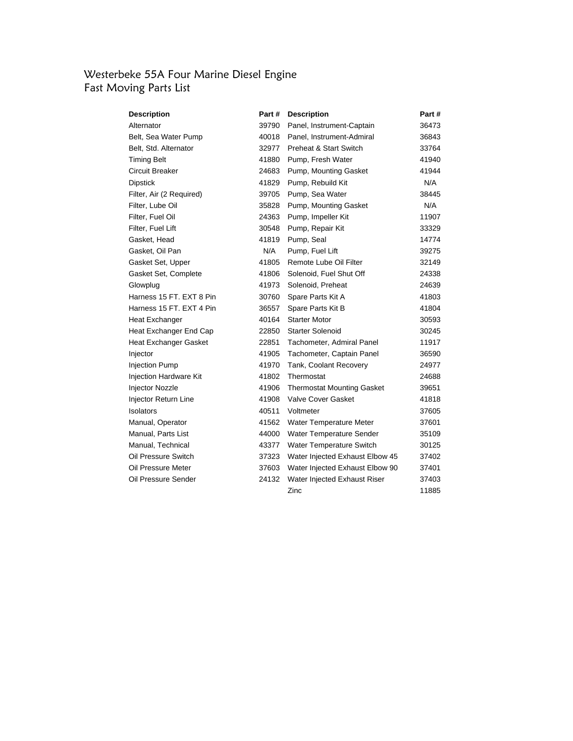# Westerbeke 55A Four Marine Diesel Engine
## Fast Moving Parts List

| Description | Part # | Description | Part # |
|---|---|---|---|
| Alternator | 39790 | Panel, Instrument-Captain | 36473 |
| Belt, Sea Water Pump | 40018 | Panel, Instrument-Admiral | 36843 |
| Belt, Std. Alternator | 32977 | Preheat & Start Switch | 33764 |
| Timing Belt | 41880 | Pump, Fresh Water | 41940 |
| Circuit Breaker | 24683 | Pump, Mounting Gasket | 41944 |
| Dipstick | 41829 | Pump, Rebuild Kit | N/A |
| Filter, Air (2 Required) | 39705 | Pump, Sea Water | 38445 |
| Filter, Lube Oil | 35828 | Pump, Mounting Gasket | N/A |
| Filter, Fuel Oil | 24363 | Pump, Impeller Kit | 11907 |
| Filter, Fuel Lift | 30548 | Pump, Repair Kit | 33329 |
| Gasket, Head | 41819 | Pump, Seal | 14774 |
| Gasket, Oil Pan | N/A | Pump, Fuel Lift | 39275 |
| Gasket Set, Upper | 41805 | Remote Lube Oil Filter | 32149 |
| Gasket Set, Complete | 41806 | Solenoid, Fuel Shut Off | 24338 |
| Glowplug | 41973 | Solenoid, Preheat | 24639 |
| Harness 15 FT. EXT 8 Pin | 30760 | Spare Parts Kit A | 41803 |
| Harness 15 FT. EXT 4 Pin | 36557 | Spare Parts Kit B | 41804 |
| Heat Exchanger | 40164 | Starter Motor | 30593 |
| Heat Exchanger End Cap | 22850 | Starter Solenoid | 30245 |
| Heat Exchanger Gasket | 22851 | Tachometer, Admiral Panel | 11917 |
| Injector | 41905 | Tachometer, Captain Panel | 36590 |
| Injection Pump | 41970 | Tank, Coolant Recovery | 24977 |
| Injection Hardware Kit | 41802 | Thermostat | 24688 |
| Injector Nozzle | 41906 | Thermostat Mounting Gasket | 39651 |
| Injector Return Line | 41908 | Valve Cover Gasket | 41818 |
| Isolators | 40511 | Voltmeter | 37605 |
| Manual, Operator | 41562 | Water Temperature Meter | 37601 |
| Manual, Parts List | 44000 | Water Temperature Sender | 35109 |
| Manual, Technical | 43377 | Water Temperature Switch | 30125 |
| Oil Pressure Switch | 37323 | Water Injected Exhaust Elbow 45 | 37402 |
| Oil Pressure Meter | 37603 | Water Injected Exhaust Elbow 90 | 37401 |
| Oil Pressure Sender | 24132 | Water Injected Exhaust Riser | 37403 |
| | | Zinc | 11885 |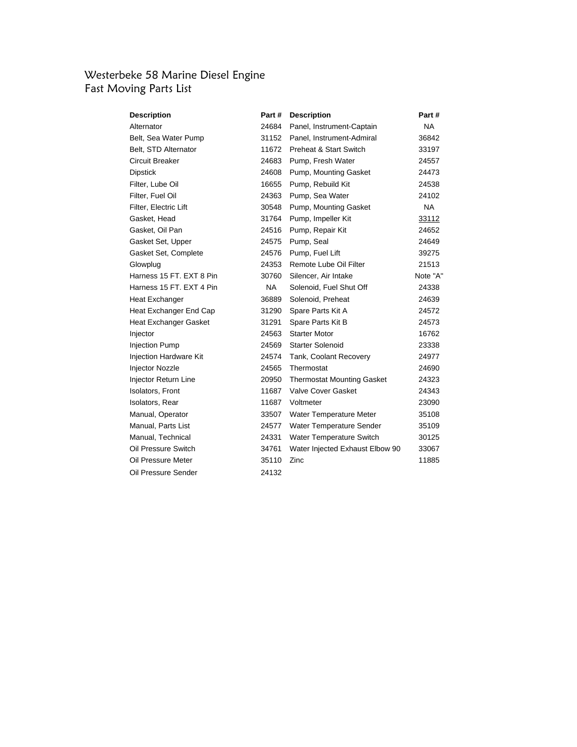# Westerbeke 58 Marine Diesel Engine
## Fast Moving Parts List

| Description | Part # | Description | Part # |
|---|---|---|---|
| Alternator | 24684 | Panel, Instrument-Captain | NA |
| Belt, Sea Water Pump | 31152 | Panel, Instrument-Admiral | 36842 |
| Belt, STD Alternator | 11672 | Preheat & Start Switch | 33197 |
| Circuit Breaker | 24683 | Pump, Fresh Water | 24557 |
| Dipstick | 24608 | Pump, Mounting Gasket | 24473 |
| Filter, Lube Oil | 16655 | Pump, Rebuild Kit | 24538 |
| Filter, Fuel Oil | 24363 | Pump, Sea Water | 24102 |
| Filter, Electric Lift | 30548 | Pump, Mounting Gasket | NA |
| Gasket, Head | 31764 | Pump, Impeller Kit | 33112 |
| Gasket, Oil Pan | 24516 | Pump, Repair Kit | 24652 |
| Gasket Set, Upper | 24575 | Pump, Seal | 24649 |
| Gasket Set, Complete | 24576 | Pump, Fuel Lift | 39275 |
| Glowplug | 24353 | Remote Lube Oil Filter | 21513 |
| Harness 15 FT. EXT 8 Pin | 30760 | Silencer, Air Intake | Note "A" |
| Harness 15 FT. EXT 4 Pin | NA | Solenoid, Fuel Shut Off | 24338 |
| Heat Exchanger | 36889 | Solenoid, Preheat | 24639 |
| Heat Exchanger End Cap | 31290 | Spare Parts Kit A | 24572 |
| Heat Exchanger Gasket | 31291 | Spare Parts Kit B | 24573 |
| Injector | 24563 | Starter Motor | 16762 |
| Injection Pump | 24569 | Starter Solenoid | 23338 |
| Injection Hardware Kit | 24574 | Tank, Coolant Recovery | 24977 |
| Injector Nozzle | 24565 | Thermostat | 24690 |
| Injector Return Line | 20950 | Thermostat Mounting Gasket | 24323 |
| Isolators, Front | 11687 | Valve Cover Gasket | 24343 |
| Isolators, Rear | 11687 | Voltmeter | 23090 |
| Manual, Operator | 33507 | Water Temperature Meter | 35108 |
| Manual, Parts List | 24577 | Water Temperature Sender | 35109 |
| Manual, Technical | 24331 | Water Temperature Switch | 30125 |
| Oil Pressure Switch | 34761 | Water Injected Exhaust Elbow 90 | 33067 |
| Oil Pressure Meter | 35110 | Zinc | 11885 |
| Oil Pressure Sender | 24132 | | |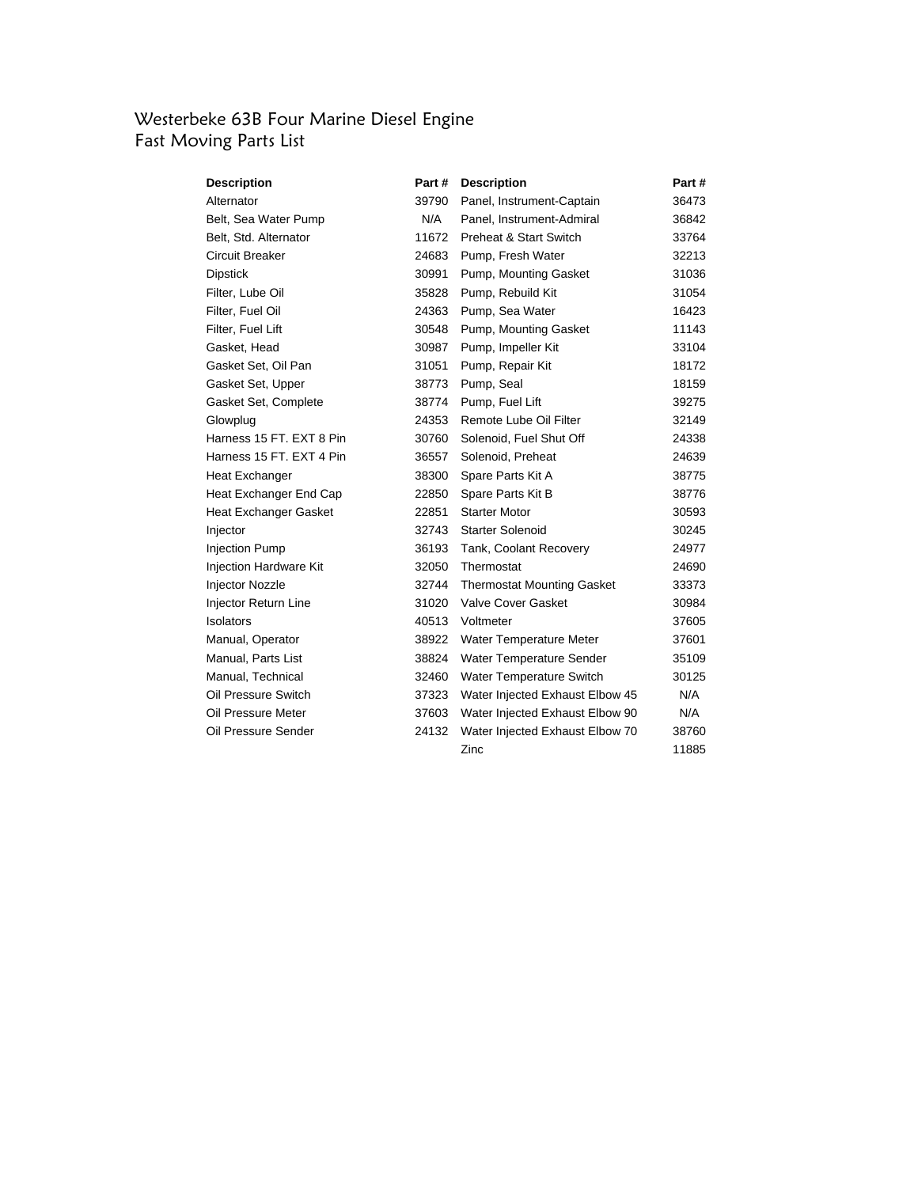# Westerbeke 63B Four Marine Diesel Engine
## Fast Moving Parts List

| Description | Part # | Description | Part # |
|---|---|---|---|
| Alternator | 39790 | Panel, Instrument-Captain | 36473 |
| Belt, Sea Water Pump | N/A | Panel, Instrument-Admiral | 36842 |
| Belt, Std. Alternator | 11672 | Preheat & Start Switch | 33764 |
| Circuit Breaker | 24683 | Pump, Fresh Water | 32213 |
| Dipstick | 30991 | Pump, Mounting Gasket | 31036 |
| Filter, Lube Oil | 35828 | Pump, Rebuild Kit | 31054 |
| Filter, Fuel Oil | 24363 | Pump, Sea Water | 16423 |
| Filter, Fuel Lift | 30548 | Pump, Mounting Gasket | 11143 |
| Gasket, Head | 30987 | Pump, Impeller Kit | 33104 |
| Gasket Set, Oil Pan | 31051 | Pump, Repair Kit | 18172 |
| Gasket Set, Upper | 38773 | Pump, Seal | 18159 |
| Gasket Set, Complete | 38774 | Pump, Fuel Lift | 39275 |
| Glowplug | 24353 | Remote Lube Oil Filter | 32149 |
| Harness 15 FT. EXT 8 Pin | 30760 | Solenoid, Fuel Shut Off | 24338 |
| Harness 15 FT. EXT 4 Pin | 36557 | Solenoid, Preheat | 24639 |
| Heat Exchanger | 38300 | Spare Parts Kit A | 38775 |
| Heat Exchanger End Cap | 22850 | Spare Parts Kit B | 38776 |
| Heat Exchanger Gasket | 22851 | Starter Motor | 30593 |
| Injector | 32743 | Starter Solenoid | 30245 |
| Injection Pump | 36193 | Tank, Coolant Recovery | 24977 |
| Injection Hardware Kit | 32050 | Thermostat | 24690 |
| Injector Nozzle | 32744 | Thermostat Mounting Gasket | 33373 |
| Injector Return Line | 31020 | Valve Cover Gasket | 30984 |
| Isolators | 40513 | Voltmeter | 37605 |
| Manual, Operator | 38922 | Water Temperature Meter | 37601 |
| Manual, Parts List | 38824 | Water Temperature Sender | 35109 |
| Manual, Technical | 32460 | Water Temperature Switch | 30125 |
| Oil Pressure Switch | 37323 | Water Injected Exhaust Elbow 45 | N/A |
| Oil Pressure Meter | 37603 | Water Injected Exhaust Elbow 90 | N/A |
| Oil Pressure Sender | 24132 | Water Injected Exhaust Elbow 70 | 38760 |
| | | Zinc | 11885 |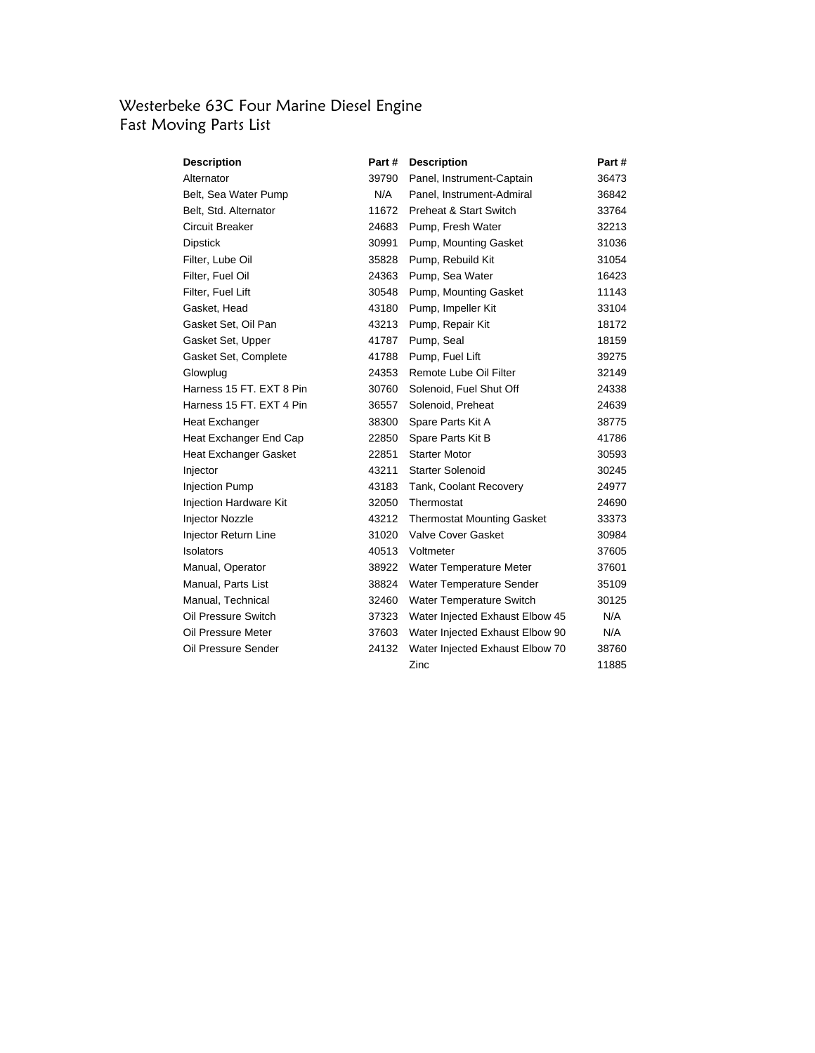# Westerbeke 63C Four Marine Diesel Engine
## Fast Moving Parts List

| Description | Part # | Description | Part # |
|---|---|---|---|
| Alternator | 39790 | Panel, Instrument-Captain | 36473 |
| Belt, Sea Water Pump | N/A | Panel, Instrument-Admiral | 36842 |
| Belt, Std. Alternator | 11672 | Preheat & Start Switch | 33764 |
| Circuit Breaker | 24683 | Pump, Fresh Water | 32213 |
| Dipstick | 30991 | Pump, Mounting Gasket | 31036 |
| Filter, Lube Oil | 35828 | Pump, Rebuild Kit | 31054 |
| Filter, Fuel Oil | 24363 | Pump, Sea Water | 16423 |
| Filter, Fuel Lift | 30548 | Pump, Mounting Gasket | 11143 |
| Gasket, Head | 43180 | Pump, Impeller Kit | 33104 |
| Gasket Set, Oil Pan | 43213 | Pump, Repair Kit | 18172 |
| Gasket Set, Upper | 41787 | Pump, Seal | 18159 |
| Gasket Set, Complete | 41788 | Pump, Fuel Lift | 39275 |
| Glowplug | 24353 | Remote Lube Oil Filter | 32149 |
| Harness 15 FT. EXT 8 Pin | 30760 | Solenoid, Fuel Shut Off | 24338 |
| Harness 15 FT. EXT 4 Pin | 36557 | Solenoid, Preheat | 24639 |
| Heat Exchanger | 38300 | Spare Parts Kit A | 38775 |
| Heat Exchanger End Cap | 22850 | Spare Parts Kit B | 41786 |
| Heat Exchanger Gasket | 22851 | Starter Motor | 30593 |
| Injector | 43211 | Starter Solenoid | 30245 |
| Injection Pump | 43183 | Tank, Coolant Recovery | 24977 |
| Injection Hardware Kit | 32050 | Thermostat | 24690 |
| Injector Nozzle | 43212 | Thermostat Mounting Gasket | 33373 |
| Injector Return Line | 31020 | Valve Cover Gasket | 30984 |
| Isolators | 40513 | Voltmeter | 37605 |
| Manual, Operator | 38922 | Water Temperature Meter | 37601 |
| Manual, Parts List | 38824 | Water Temperature Sender | 35109 |
| Manual, Technical | 32460 | Water Temperature Switch | 30125 |
| Oil Pressure Switch | 37323 | Water Injected Exhaust Elbow 45 | N/A |
| Oil Pressure Meter | 37603 | Water Injected Exhaust Elbow 90 | N/A |
| Oil Pressure Sender | 24132 | Water Injected Exhaust Elbow 70 | 38760 |
| | | Zinc | 11885 |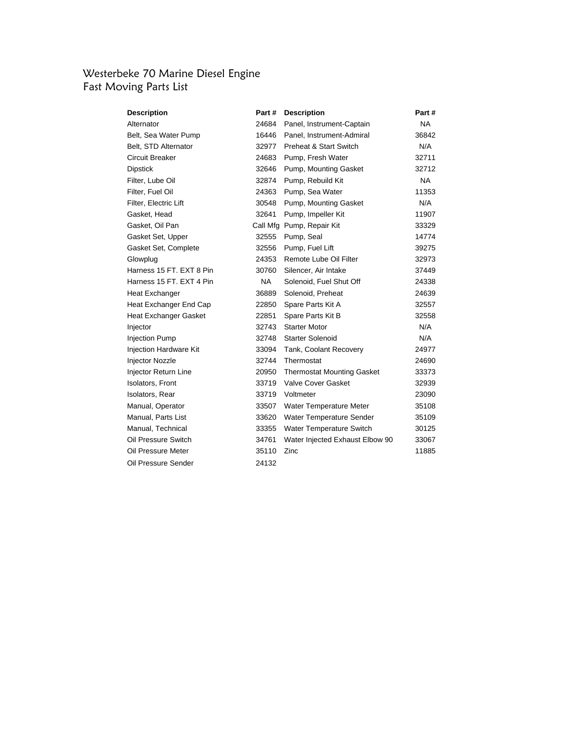# Westerbeke 70 Marine Diesel Engine
## Fast Moving Parts List

| Description | Part # | Description | Part # |
|---|---|---|---|
| Alternator | 24684 | Panel, Instrument-Captain | NA |
| Belt, Sea Water Pump | 16446 | Panel, Instrument-Admiral | 36842 |
| Belt, STD Alternator | 32977 | Preheat & Start Switch | N/A |
| Circuit Breaker | 24683 | Pump, Fresh Water | 32711 |
| Dipstick | 32646 | Pump, Mounting Gasket | 32712 |
| Filter, Lube Oil | 32874 | Pump, Rebuild Kit | NA |
| Filter, Fuel Oil | 24363 | Pump, Sea Water | 11353 |
| Filter, Electric Lift | 30548 | Pump, Mounting Gasket | N/A |
| Gasket, Head | 32641 | Pump, Impeller Kit | 11907 |
| Gasket, Oil Pan | Call Mfg | Pump, Repair Kit | 33329 |
| Gasket Set, Upper | 32555 | Pump, Seal | 14774 |
| Gasket Set, Complete | 32556 | Pump, Fuel Lift | 39275 |
| Glowplug | 24353 | Remote Lube Oil Filter | 32973 |
| Harness 15 FT. EXT 8 Pin | 30760 | Silencer, Air Intake | 37449 |
| Harness 15 FT. EXT 4 Pin | NA | Solenoid, Fuel Shut Off | 24338 |
| Heat Exchanger | 36889 | Solenoid, Preheat | 24639 |
| Heat Exchanger End Cap | 22850 | Spare Parts Kit A | 32557 |
| Heat Exchanger Gasket | 22851 | Spare Parts Kit B | 32558 |
| Injector | 32743 | Starter Motor | N/A |
| Injection Pump | 32748 | Starter Solenoid | N/A |
| Injection Hardware Kit | 33094 | Tank, Coolant Recovery | 24977 |
| Injector Nozzle | 32744 | Thermostat | 24690 |
| Injector Return Line | 20950 | Thermostat Mounting Gasket | 33373 |
| Isolators, Front | 33719 | Valve Cover Gasket | 32939 |
| Isolators, Rear | 33719 | Voltmeter | 23090 |
| Manual, Operator | 33507 | Water Temperature Meter | 35108 |
| Manual, Parts List | 33620 | Water Temperature Sender | 35109 |
| Manual, Technical | 33355 | Water Temperature Switch | 30125 |
| Oil Pressure Switch | 34761 | Water Injected Exhaust Elbow 90 | 33067 |
| Oil Pressure Meter | 35110 | Zinc | 11885 |
| Oil Pressure Sender | 24132 | | |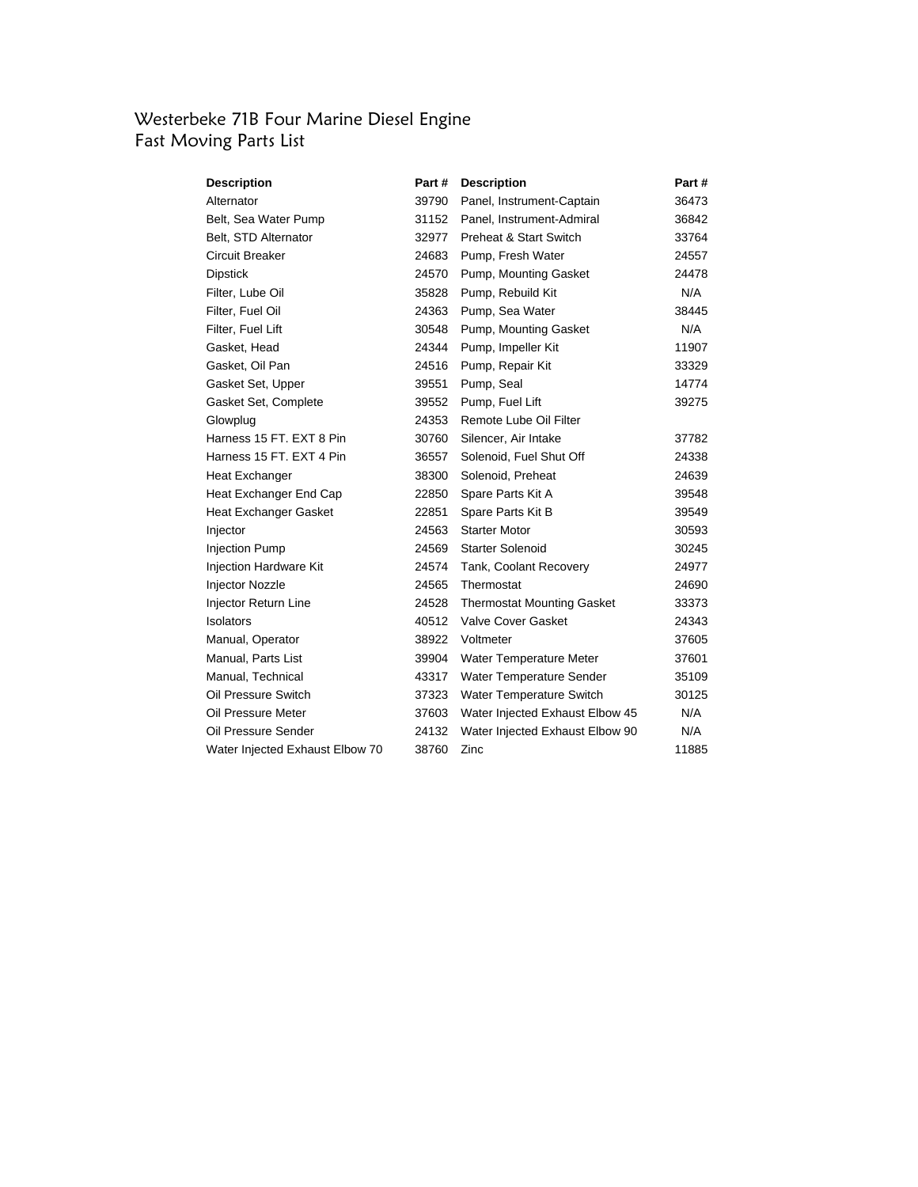# Westerbeke 71B Four Marine Diesel Engine
## Fast Moving Parts List

| Description | Part # | Description | Part # |
|---|---|---|---|
| Alternator | 39790 | Panel, Instrument-Captain | 36473 |
| Belt, Sea Water Pump | 31152 | Panel, Instrument-Admiral | 36842 |
| Belt, STD Alternator | 32977 | Preheat & Start Switch | 33764 |
| Circuit Breaker | 24683 | Pump, Fresh Water | 24557 |
| Dipstick | 24570 | Pump, Mounting Gasket | 24478 |
| Filter, Lube Oil | 35828 | Pump, Rebuild Kit | N/A |
| Filter, Fuel Oil | 24363 | Pump, Sea Water | 38445 |
| Filter, Fuel Lift | 30548 | Pump, Mounting Gasket | N/A |
| Gasket, Head | 24344 | Pump, Impeller Kit | 11907 |
| Gasket, Oil Pan | 24516 | Pump, Repair Kit | 33329 |
| Gasket Set, Upper | 39551 | Pump, Seal | 14774 |
| Gasket Set, Complete | 39552 | Pump, Fuel Lift | 39275 |
| Glowplug | 24353 | Remote Lube Oil Filter | |
| Harness 15 FT. EXT 8 Pin | 30760 | Silencer, Air Intake | 37782 |
| Harness 15 FT. EXT 4 Pin | 36557 | Solenoid, Fuel Shut Off | 24338 |
| Heat Exchanger | 38300 | Solenoid, Preheat | 24639 |
| Heat Exchanger End Cap | 22850 | Spare Parts Kit A | 39548 |
| Heat Exchanger Gasket | 22851 | Spare Parts Kit B | 39549 |
| Injector | 24563 | Starter Motor | 30593 |
| Injection Pump | 24569 | Starter Solenoid | 30245 |
| Injection Hardware Kit | 24574 | Tank, Coolant Recovery | 24977 |
| Injector Nozzle | 24565 | Thermostat | 24690 |
| Injector Return Line | 24528 | Thermostat Mounting Gasket | 33373 |
| Isolators | 40512 | Valve Cover Gasket | 24343 |
| Manual, Operator | 38922 | Voltmeter | 37605 |
| Manual, Parts List | 39904 | Water Temperature Meter | 37601 |
| Manual, Technical | 43317 | Water Temperature Sender | 35109 |
| Oil Pressure Switch | 37323 | Water Temperature Switch | 30125 |
| Oil Pressure Meter | 37603 | Water Injected Exhaust Elbow 45 | N/A |
| Oil Pressure Sender | 24132 | Water Injected Exhaust Elbow 90 | N/A |
| Water Injected Exhaust Elbow 70 | 38760 | Zinc | 11885 |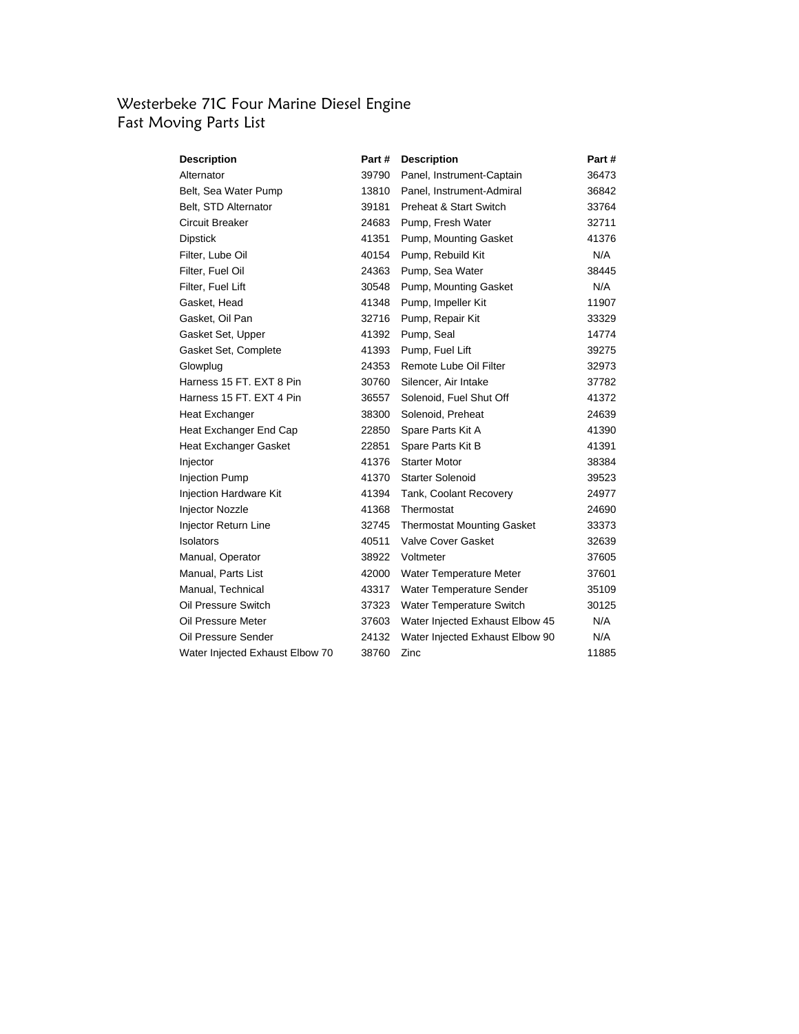# Westerbeke 71C Four Marine Diesel Engine
## Fast Moving Parts List

| Description | Part # | Description | Part # |
|---|---|---|---|
| Alternator | 39790 | Panel, Instrument-Captain | 36473 |
| Belt, Sea Water Pump | 13810 | Panel, Instrument-Admiral | 36842 |
| Belt, STD Alternator | 39181 | Preheat & Start Switch | 33764 |
| Circuit Breaker | 24683 | Pump, Fresh Water | 32711 |
| Dipstick | 41351 | Pump, Mounting Gasket | 41376 |
| Filter, Lube Oil | 40154 | Pump, Rebuild Kit | N/A |
| Filter, Fuel Oil | 24363 | Pump, Sea Water | 38445 |
| Filter, Fuel Lift | 30548 | Pump, Mounting Gasket | N/A |
| Gasket, Head | 41348 | Pump, Impeller Kit | 11907 |
| Gasket, Oil Pan | 32716 | Pump, Repair Kit | 33329 |
| Gasket Set, Upper | 41392 | Pump, Seal | 14774 |
| Gasket Set, Complete | 41393 | Pump, Fuel Lift | 39275 |
| Glowplug | 24353 | Remote Lube Oil Filter | 32973 |
| Harness 15 FT. EXT 8 Pin | 30760 | Silencer, Air Intake | 37782 |
| Harness 15 FT. EXT 4 Pin | 36557 | Solenoid, Fuel Shut Off | 41372 |
| Heat Exchanger | 38300 | Solenoid, Preheat | 24639 |
| Heat Exchanger End Cap | 22850 | Spare Parts Kit A | 41390 |
| Heat Exchanger Gasket | 22851 | Spare Parts Kit B | 41391 |
| Injector | 41376 | Starter Motor | 38384 |
| Injection Pump | 41370 | Starter Solenoid | 39523 |
| Injection Hardware Kit | 41394 | Tank, Coolant Recovery | 24977 |
| Injector Nozzle | 41368 | Thermostat | 24690 |
| Injector Return Line | 32745 | Thermostat Mounting Gasket | 33373 |
| Isolators | 40511 | Valve Cover Gasket | 32639 |
| Manual, Operator | 38922 | Voltmeter | 37605 |
| Manual, Parts List | 42000 | Water Temperature Meter | 37601 |
| Manual, Technical | 43317 | Water Temperature Sender | 35109 |
| Oil Pressure Switch | 37323 | Water Temperature Switch | 30125 |
| Oil Pressure Meter | 37603 | Water Injected Exhaust Elbow 45 | N/A |
| Oil Pressure Sender | 24132 | Water Injected Exhaust Elbow 90 | N/A |
| Water Injected Exhaust Elbow 70 | 38760 | Zinc | 11885 |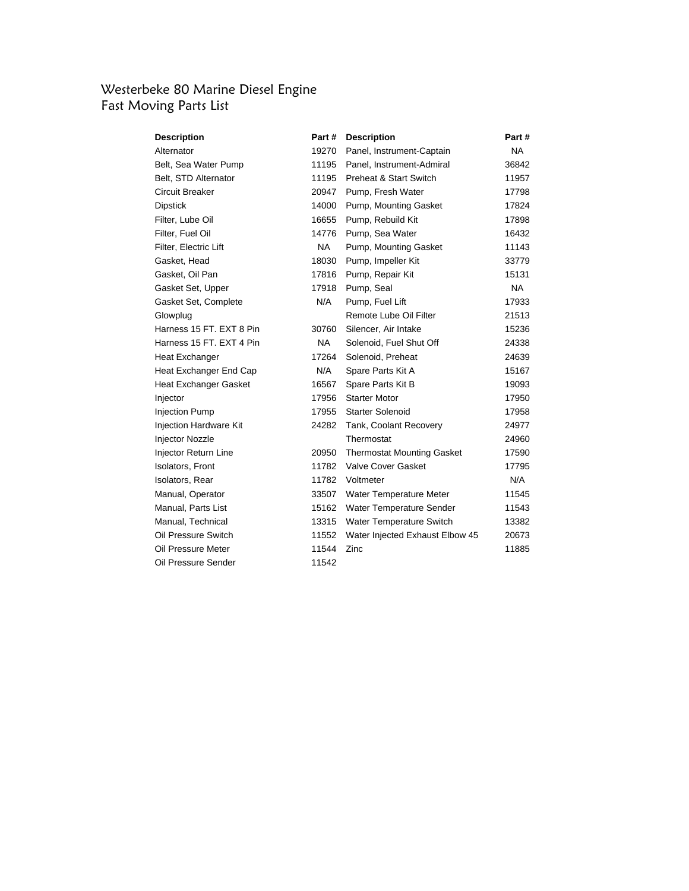# Westerbeke 80 Marine Diesel Engine
## Fast Moving Parts List

| Description | Part # | Description | Part # |
|---|---|---|---|
| Alternator | 19270 | Panel, Instrument-Captain | NA |
| Belt, Sea Water Pump | 11195 | Panel, Instrument-Admiral | 36842 |
| Belt, STD Alternator | 11195 | Preheat & Start Switch | 11957 |
| Circuit Breaker | 20947 | Pump, Fresh Water | 17798 |
| Dipstick | 14000 | Pump, Mounting Gasket | 17824 |
| Filter, Lube Oil | 16655 | Pump, Rebuild Kit | 17898 |
| Filter, Fuel Oil | 14776 | Pump, Sea Water | 16432 |
| Filter, Electric Lift | NA | Pump, Mounting Gasket | 11143 |
| Gasket, Head | 18030 | Pump, Impeller Kit | 33779 |
| Gasket, Oil Pan | 17816 | Pump, Repair Kit | 15131 |
| Gasket Set, Upper | 17918 | Pump, Seal | NA |
| Gasket Set, Complete | N/A | Pump, Fuel Lift | 17933 |
| Glowplug | | Remote Lube Oil Filter | 21513 |
| Harness 15 FT. EXT 8 Pin | 30760 | Silencer, Air Intake | 15236 |
| Harness 15 FT. EXT 4 Pin | NA | Solenoid, Fuel Shut Off | 24338 |
| Heat Exchanger | 17264 | Solenoid, Preheat | 24639 |
| Heat Exchanger End Cap | N/A | Spare Parts Kit A | 15167 |
| Heat Exchanger Gasket | 16567 | Spare Parts Kit B | 19093 |
| Injector | 17956 | Starter Motor | 17950 |
| Injection Pump | 17955 | Starter Solenoid | 17958 |
| Injection Hardware Kit | 24282 | Tank, Coolant Recovery | 24977 |
| Injector Nozzle | | Thermostat | 24960 |
| Injector Return Line | 20950 | Thermostat Mounting Gasket | 17590 |
| Isolators, Front | 11782 | Valve Cover Gasket | 17795 |
| Isolators, Rear | 11782 | Voltmeter | N/A |
| Manual, Operator | 33507 | Water Temperature Meter | 11545 |
| Manual, Parts List | 15162 | Water Temperature Sender | 11543 |
| Manual, Technical | 13315 | Water Temperature Switch | 13382 |
| Oil Pressure Switch | 11552 | Water Injected Exhaust Elbow 45 | 20673 |
| Oil Pressure Meter | 11544 | Zinc | 11885 |
| Oil Pressure Sender | 11542 | | |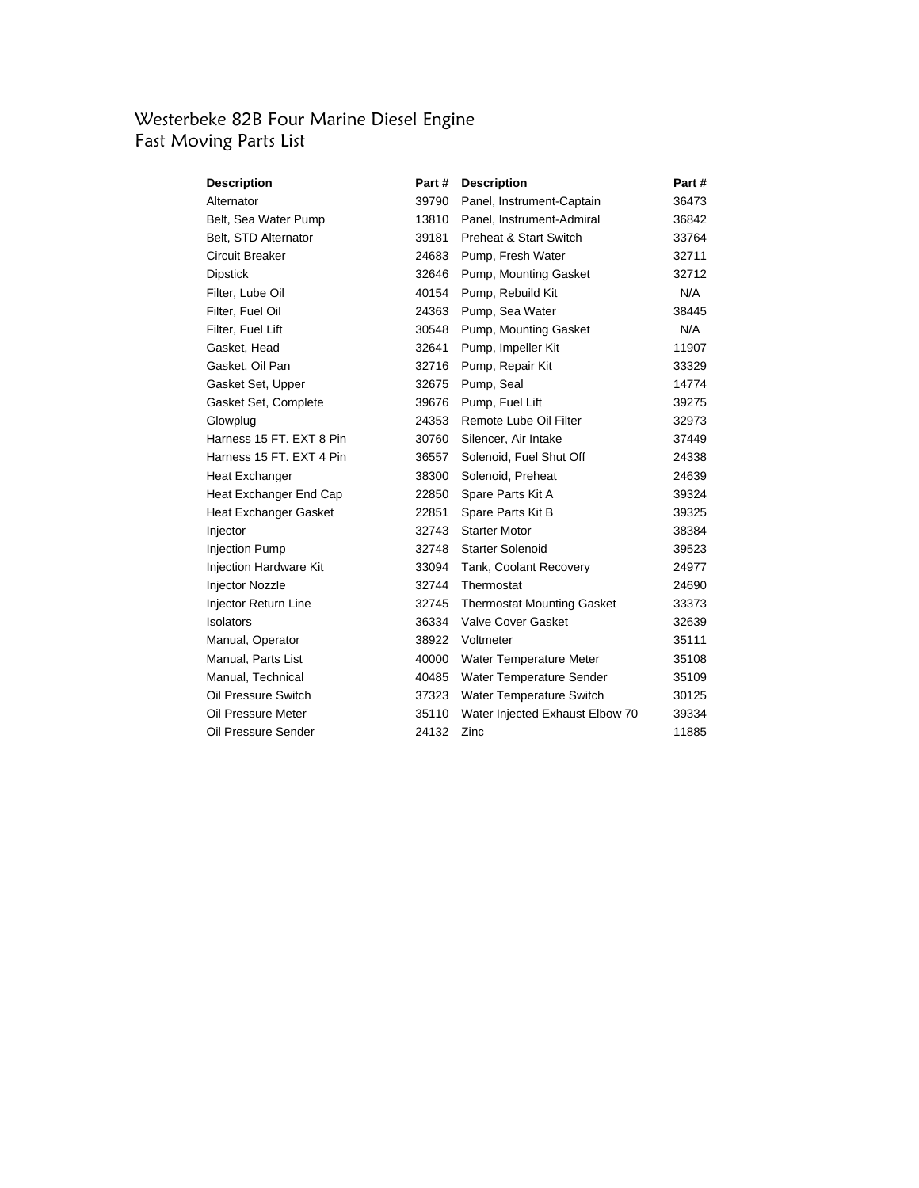# Westerbeke 82B Four Marine Diesel Engine
## Fast Moving Parts List

| Description | Part # | Description | Part # |
|---|---|---|---|
| Alternator | 39790 | Panel, Instrument-Captain | 36473 |
| Belt, Sea Water Pump | 13810 | Panel, Instrument-Admiral | 36842 |
| Belt, STD Alternator | 39181 | Preheat & Start Switch | 33764 |
| Circuit Breaker | 24683 | Pump, Fresh Water | 32711 |
| Dipstick | 32646 | Pump, Mounting Gasket | 32712 |
| Filter, Lube Oil | 40154 | Pump, Rebuild Kit | N/A |
| Filter, Fuel Oil | 24363 | Pump, Sea Water | 38445 |
| Filter, Fuel Lift | 30548 | Pump, Mounting Gasket | N/A |
| Gasket, Head | 32641 | Pump, Impeller Kit | 11907 |
| Gasket, Oil Pan | 32716 | Pump, Repair Kit | 33329 |
| Gasket Set, Upper | 32675 | Pump, Seal | 14774 |
| Gasket Set, Complete | 39676 | Pump, Fuel Lift | 39275 |
| Glowplug | 24353 | Remote Lube Oil Filter | 32973 |
| Harness 15 FT. EXT 8 Pin | 30760 | Silencer, Air Intake | 37449 |
| Harness 15 FT. EXT 4 Pin | 36557 | Solenoid, Fuel Shut Off | 24338 |
| Heat Exchanger | 38300 | Solenoid, Preheat | 24639 |
| Heat Exchanger End Cap | 22850 | Spare Parts Kit A | 39324 |
| Heat Exchanger Gasket | 22851 | Spare Parts Kit B | 39325 |
| Injector | 32743 | Starter Motor | 38384 |
| Injection Pump | 32748 | Starter Solenoid | 39523 |
| Injection Hardware Kit | 33094 | Tank, Coolant Recovery | 24977 |
| Injector Nozzle | 32744 | Thermostat | 24690 |
| Injector Return Line | 32745 | Thermostat Mounting Gasket | 33373 |
| Isolators | 36334 | Valve Cover Gasket | 32639 |
| Manual, Operator | 38922 | Voltmeter | 35111 |
| Manual, Parts List | 40000 | Water Temperature Meter | 35108 |
| Manual, Technical | 40485 | Water Temperature Sender | 35109 |
| Oil Pressure Switch | 37323 | Water Temperature Switch | 30125 |
| Oil Pressure Meter | 35110 | Water Injected Exhaust Elbow 70 | 39334 |
| Oil Pressure Sender | 24132 | Zinc | 11885 |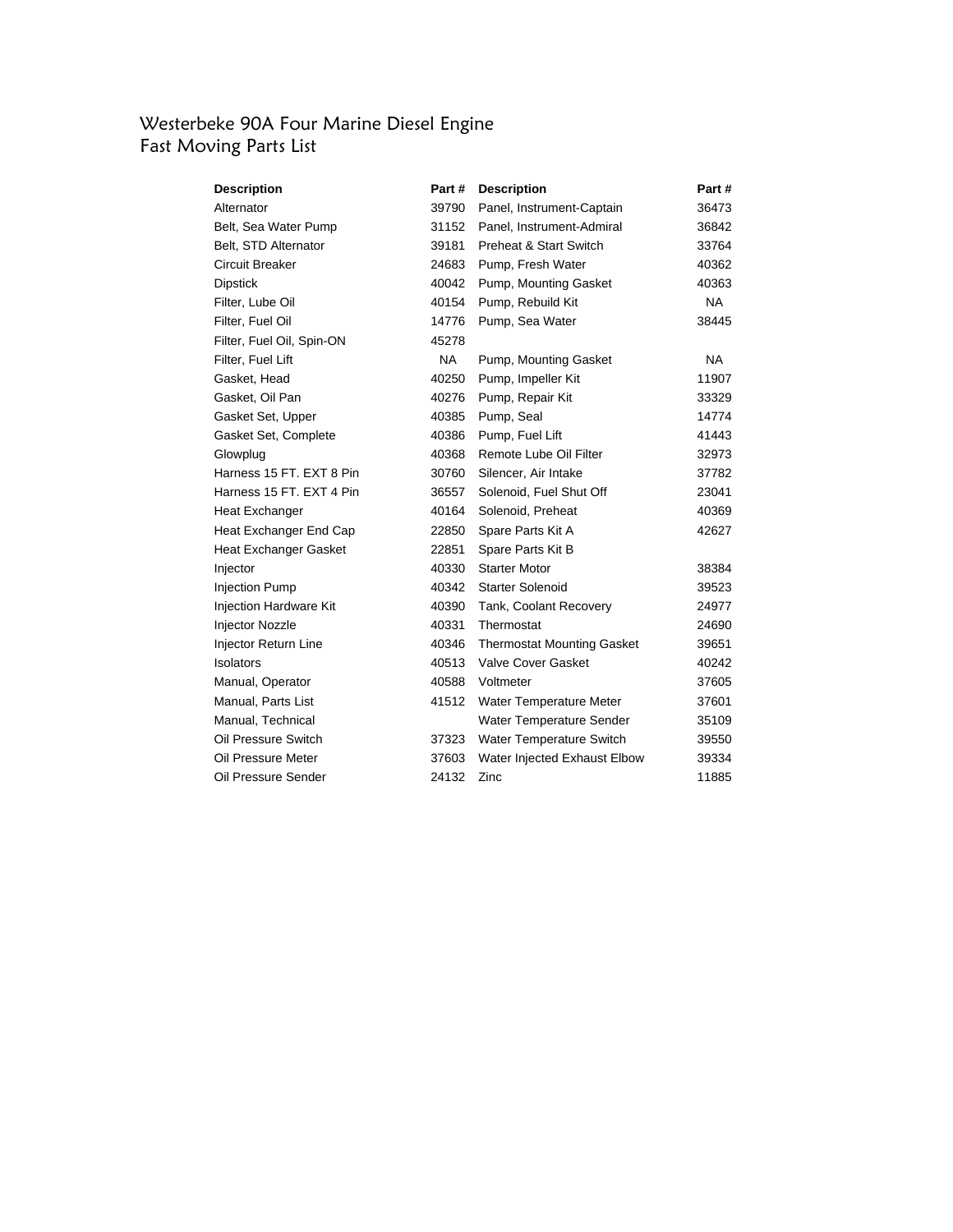# Westerbeke 90A Four Marine Diesel Engine
## Fast Moving Parts List

| Description | Part # | Description | Part # |
|---|---|---|---|
| Alternator | 39790 | Panel, Instrument-Captain | 36473 |
| Belt, Sea Water Pump | 31152 | Panel, Instrument-Admiral | 36842 |
| Belt, STD Alternator | 39181 | Preheat & Start Switch | 33764 |
| Circuit Breaker | 24683 | Pump, Fresh Water | 40362 |
| Dipstick | 40042 | Pump, Mounting Gasket | 40363 |
| Filter, Lube Oil | 40154 | Pump, Rebuild Kit | NA |
| Filter, Fuel Oil | 14776 | Pump, Sea Water | 38445 |
| Filter, Fuel Oil, Spin-ON | 45278 | | |
| Filter, Fuel Lift | NA | Pump, Mounting Gasket | NA |
| Gasket, Head | 40250 | Pump, Impeller Kit | 11907 |
| Gasket, Oil Pan | 40276 | Pump, Repair Kit | 33329 |
| Gasket Set, Upper | 40385 | Pump, Seal | 14774 |
| Gasket Set, Complete | 40386 | Pump, Fuel Lift | 41443 |
| Glowplug | 40368 | Remote Lube Oil Filter | 32973 |
| Harness 15 FT. EXT 8 Pin | 30760 | Silencer, Air Intake | 37782 |
| Harness 15 FT. EXT 4 Pin | 36557 | Solenoid, Fuel Shut Off | 23041 |
| Heat Exchanger | 40164 | Solenoid, Preheat | 40369 |
| Heat Exchanger End Cap | 22850 | Spare Parts Kit A | 42627 |
| Heat Exchanger Gasket | 22851 | Spare Parts Kit B | |
| Injector | 40330 | Starter Motor | 38384 |
| Injection Pump | 40342 | Starter Solenoid | 39523 |
| Injection Hardware Kit | 40390 | Tank, Coolant Recovery | 24977 |
| Injector Nozzle | 40331 | Thermostat | 24690 |
| Injector Return Line | 40346 | Thermostat Mounting Gasket | 39651 |
| Isolators | 40513 | Valve Cover Gasket | 40242 |
| Manual, Operator | 40588 | Voltmeter | 37605 |
| Manual, Parts List | 41512 | Water Temperature Meter | 37601 |
| Manual, Technical | | Water Temperature Sender | 35109 |
| Oil Pressure Switch | 37323 | Water Temperature Switch | 39550 |
| Oil Pressure Meter | 37603 | Water Injected Exhaust Elbow | 39334 |
| Oil Pressure Sender | 24132 | Zinc | 11885 |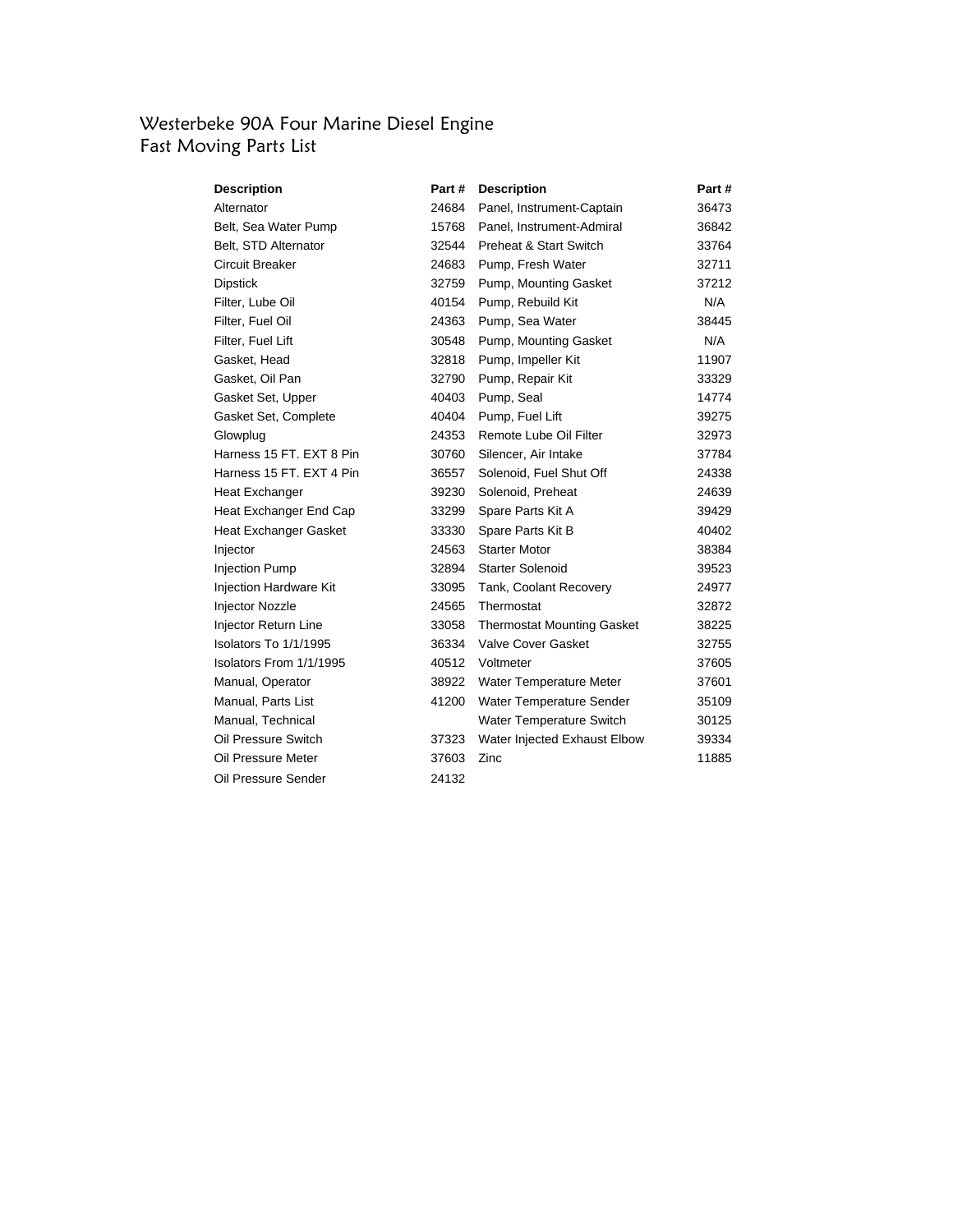# Westerbeke 90A Four Marine Diesel Engine
## Fast Moving Parts List

| Description | Part # | Description | Part # |
|---|---|---|---|
| Alternator | 24684 | Panel, Instrument-Captain | 36473 |
| Belt, Sea Water Pump | 15768 | Panel, Instrument-Admiral | 36842 |
| Belt, STD Alternator | 32544 | Preheat & Start Switch | 33764 |
| Circuit Breaker | 24683 | Pump, Fresh Water | 32711 |
| Dipstick | 32759 | Pump, Mounting Gasket | 37212 |
| Filter, Lube Oil | 40154 | Pump, Rebuild Kit | N/A |
| Filter, Fuel Oil | 24363 | Pump, Sea Water | 38445 |
| Filter, Fuel Lift | 30548 | Pump, Mounting Gasket | N/A |
| Gasket, Head | 32818 | Pump, Impeller Kit | 11907 |
| Gasket, Oil Pan | 32790 | Pump, Repair Kit | 33329 |
| Gasket Set, Upper | 40403 | Pump, Seal | 14774 |
| Gasket Set, Complete | 40404 | Pump, Fuel Lift | 39275 |
| Glowplug | 24353 | Remote Lube Oil Filter | 32973 |
| Harness 15 FT. EXT 8 Pin | 30760 | Silencer, Air Intake | 37784 |
| Harness 15 FT. EXT 4 Pin | 36557 | Solenoid, Fuel Shut Off | 24338 |
| Heat Exchanger | 39230 | Solenoid, Preheat | 24639 |
| Heat Exchanger End Cap | 33299 | Spare Parts Kit A | 39429 |
| Heat Exchanger Gasket | 33330 | Spare Parts Kit B | 40402 |
| Injector | 24563 | Starter Motor | 38384 |
| Injection Pump | 32894 | Starter Solenoid | 39523 |
| Injection Hardware Kit | 33095 | Tank, Coolant Recovery | 24977 |
| Injector Nozzle | 24565 | Thermostat | 32872 |
| Injector Return Line | 33058 | Thermostat Mounting Gasket | 38225 |
| Isolators To 1/1/1995 | 36334 | Valve Cover Gasket | 32755 |
| Isolators From 1/1/1995 | 40512 | Voltmeter | 37605 |
| Manual, Operator | 38922 | Water Temperature Meter | 37601 |
| Manual, Parts List | 41200 | Water Temperature Sender | 35109 |
| Manual, Technical | | Water Temperature Switch | 30125 |
| Oil Pressure Switch | 37323 | Water Injected Exhaust Elbow | 39334 |
| Oil Pressure Meter | 37603 | Zinc | 11885 |
| Oil Pressure Sender | 24132 | | |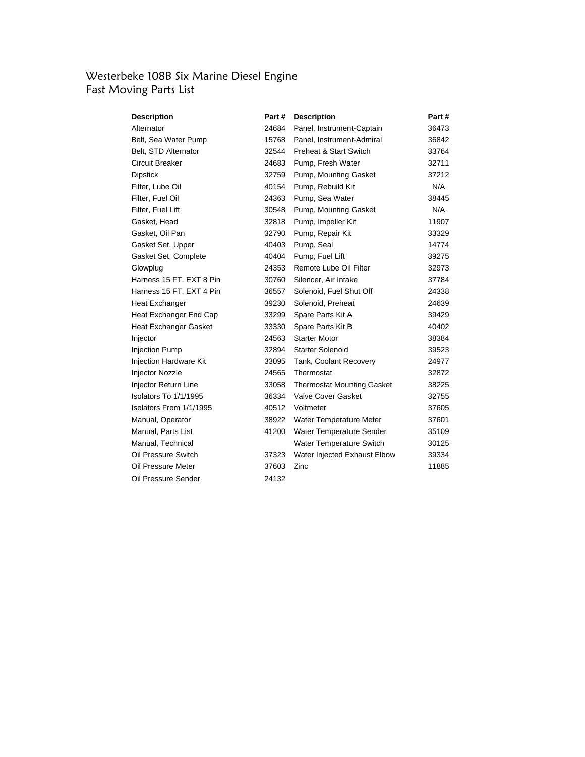# Westerbeke 108B Six Marine Diesel Engine
## Fast Moving Parts List

| Description | Part # | Description | Part # |
|---|---|---|---|
| Alternator | 24684 | Panel, Instrument-Captain | 36473 |
| Belt, Sea Water Pump | 15768 | Panel, Instrument-Admiral | 36842 |
| Belt, STD Alternator | 32544 | Preheat & Start Switch | 33764 |
| Circuit Breaker | 24683 | Pump, Fresh Water | 32711 |
| Dipstick | 32759 | Pump, Mounting Gasket | 37212 |
| Filter, Lube Oil | 40154 | Pump, Rebuild Kit | N/A |
| Filter, Fuel Oil | 24363 | Pump, Sea Water | 38445 |
| Filter, Fuel Lift | 30548 | Pump, Mounting Gasket | N/A |
| Gasket, Head | 32818 | Pump, Impeller Kit | 11907 |
| Gasket, Oil Pan | 32790 | Pump, Repair Kit | 33329 |
| Gasket Set, Upper | 40403 | Pump, Seal | 14774 |
| Gasket Set, Complete | 40404 | Pump, Fuel Lift | 39275 |
| Glowplug | 24353 | Remote Lube Oil Filter | 32973 |
| Harness 15 FT. EXT 8 Pin | 30760 | Silencer, Air Intake | 37784 |
| Harness 15 FT. EXT 4 Pin | 36557 | Solenoid, Fuel Shut Off | 24338 |
| Heat Exchanger | 39230 | Solenoid, Preheat | 24639 |
| Heat Exchanger End Cap | 33299 | Spare Parts Kit A | 39429 |
| Heat Exchanger Gasket | 33330 | Spare Parts Kit B | 40402 |
| Injector | 24563 | Starter Motor | 38384 |
| Injection Pump | 32894 | Starter Solenoid | 39523 |
| Injection Hardware Kit | 33095 | Tank, Coolant Recovery | 24977 |
| Injector Nozzle | 24565 | Thermostat | 32872 |
| Injector Return Line | 33058 | Thermostat Mounting Gasket | 38225 |
| Isolators To 1/1/1995 | 36334 | Valve Cover Gasket | 32755 |
| Isolators From 1/1/1995 | 40512 | Voltmeter | 37605 |
| Manual, Operator | 38922 | Water Temperature Meter | 37601 |
| Manual, Parts List | 41200 | Water Temperature Sender | 35109 |
| Manual, Technical | | Water Temperature Switch | 30125 |
| Oil Pressure Switch | 37323 | Water Injected Exhaust Elbow | 39334 |
| Oil Pressure Meter | 37603 | Zinc | 11885 |
| Oil Pressure Sender | 24132 | | |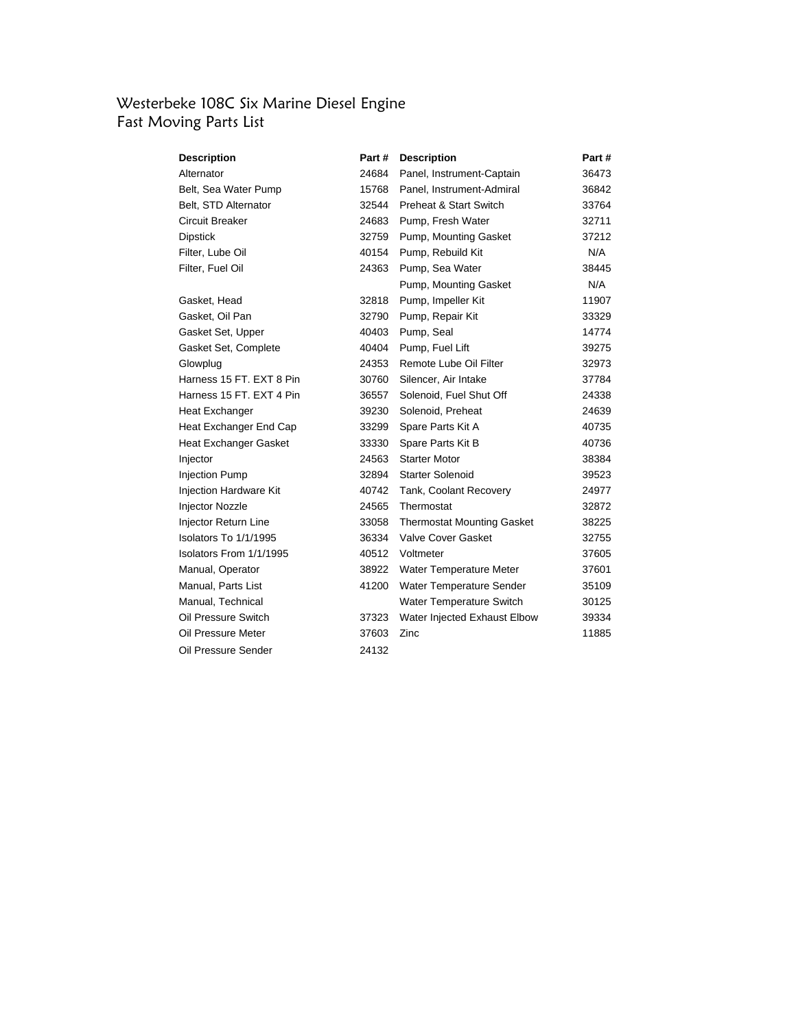# Westerbeke 108C Six Marine Diesel Engine
## Fast Moving Parts List

| Description | Part # | Description | Part # |
|---|---|---|---|
| Alternator | 24684 | Panel, Instrument-Captain | 36473 |
| Belt, Sea Water Pump | 15768 | Panel, Instrument-Admiral | 36842 |
| Belt, STD Alternator | 32544 | Preheat & Start Switch | 33764 |
| Circuit Breaker | 24683 | Pump, Fresh Water | 32711 |
| Dipstick | 32759 | Pump, Mounting Gasket | 37212 |
| Filter, Lube Oil | 40154 | Pump, Rebuild Kit | N/A |
| Filter, Fuel Oil | 24363 | Pump, Sea Water | 38445 |
| | | Pump, Mounting Gasket | N/A |
| Gasket, Head | 32818 | Pump, Impeller Kit | 11907 |
| Gasket, Oil Pan | 32790 | Pump, Repair Kit | 33329 |
| Gasket Set, Upper | 40403 | Pump, Seal | 14774 |
| Gasket Set, Complete | 40404 | Pump, Fuel Lift | 39275 |
| Glowplug | 24353 | Remote Lube Oil Filter | 32973 |
| Harness 15 FT. EXT 8 Pin | 30760 | Silencer, Air Intake | 37784 |
| Harness 15 FT. EXT 4 Pin | 36557 | Solenoid, Fuel Shut Off | 24338 |
| Heat Exchanger | 39230 | Solenoid, Preheat | 24639 |
| Heat Exchanger End Cap | 33299 | Spare Parts Kit A | 40735 |
| Heat Exchanger Gasket | 33330 | Spare Parts Kit B | 40736 |
| Injector | 24563 | Starter Motor | 38384 |
| Injection Pump | 32894 | Starter Solenoid | 39523 |
| Injection Hardware Kit | 40742 | Tank, Coolant Recovery | 24977 |
| Injector Nozzle | 24565 | Thermostat | 32872 |
| Injector Return Line | 33058 | Thermostat Mounting Gasket | 38225 |
| Isolators To 1/1/1995 | 36334 | Valve Cover Gasket | 32755 |
| Isolators From 1/1/1995 | 40512 | Voltmeter | 37605 |
| Manual, Operator | 38922 | Water Temperature Meter | 37601 |
| Manual, Parts List | 41200 | Water Temperature Sender | 35109 |
| Manual, Technical | | Water Temperature Switch | 30125 |
| Oil Pressure Switch | 37323 | Water Injected Exhaust Elbow | 39334 |
| Oil Pressure Meter | 37603 | Zinc | 11885 |
| Oil Pressure Sender | 24132 | | |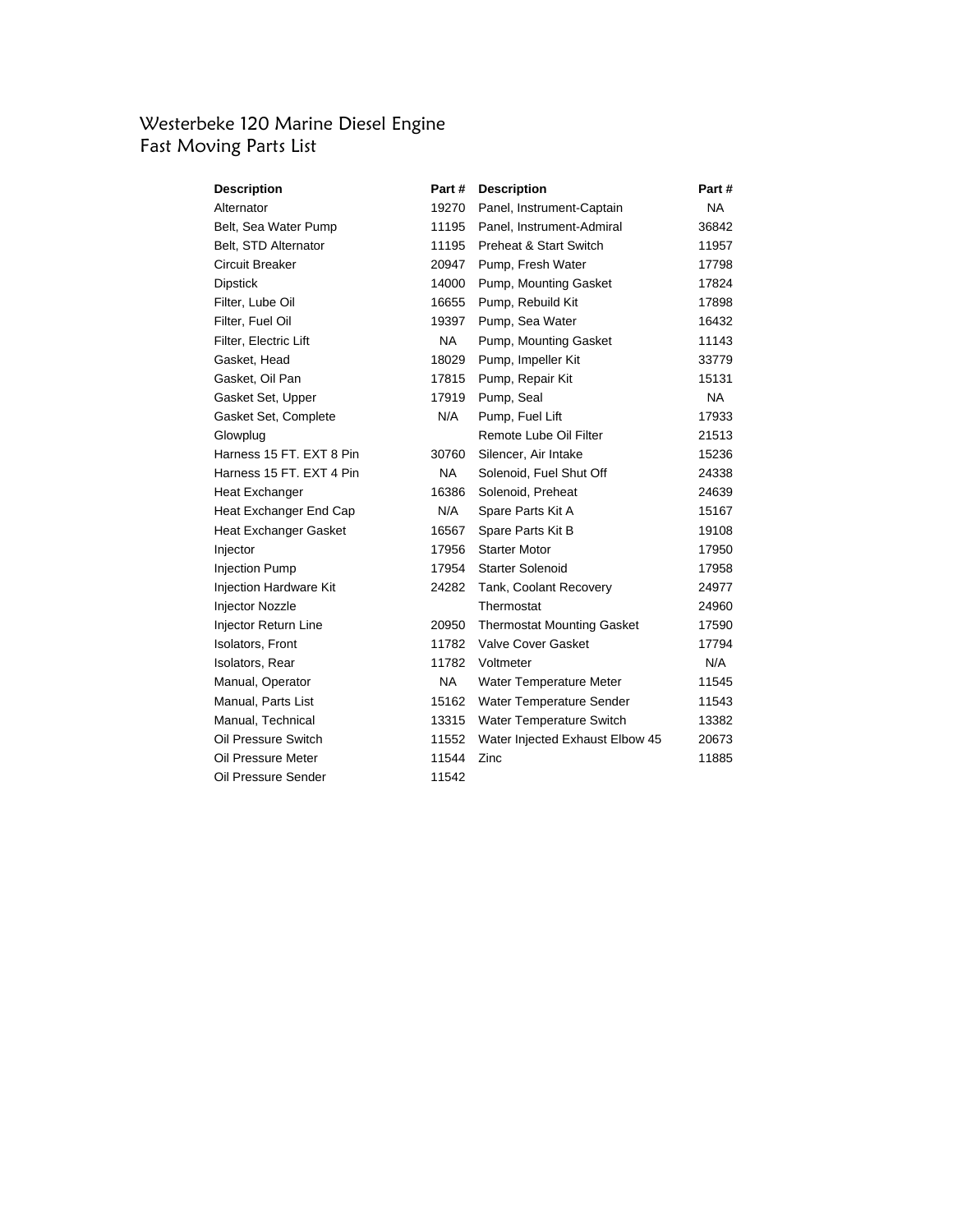# Westerbeke 120 Marine Diesel Engine
## Fast Moving Parts List

| Description | Part # | Description | Part # |
|---|---|---|---|
| Alternator | 19270 | Panel, Instrument-Captain | NA |
| Belt, Sea Water Pump | 11195 | Panel, Instrument-Admiral | 36842 |
| Belt, STD Alternator | 11195 | Preheat & Start Switch | 11957 |
| Circuit Breaker | 20947 | Pump, Fresh Water | 17798 |
| Dipstick | 14000 | Pump, Mounting Gasket | 17824 |
| Filter, Lube Oil | 16655 | Pump, Rebuild Kit | 17898 |
| Filter, Fuel Oil | 19397 | Pump, Sea Water | 16432 |
| Filter, Electric Lift | NA | Pump, Mounting Gasket | 11143 |
| Gasket, Head | 18029 | Pump, Impeller Kit | 33779 |
| Gasket, Oil Pan | 17815 | Pump, Repair Kit | 15131 |
| Gasket Set, Upper | 17919 | Pump, Seal | NA |
| Gasket Set, Complete | N/A | Pump, Fuel Lift | 17933 |
| Glowplug | | Remote Lube Oil Filter | 21513 |
| Harness 15 FT. EXT 8 Pin | 30760 | Silencer, Air Intake | 15236 |
| Harness 15 FT. EXT 4 Pin | NA | Solenoid, Fuel Shut Off | 24338 |
| Heat Exchanger | 16386 | Solenoid, Preheat | 24639 |
| Heat Exchanger End Cap | N/A | Spare Parts Kit A | 15167 |
| Heat Exchanger Gasket | 16567 | Spare Parts Kit B | 19108 |
| Injector | 17956 | Starter Motor | 17950 |
| Injection Pump | 17954 | Starter Solenoid | 17958 |
| Injection Hardware Kit | 24282 | Tank, Coolant Recovery | 24977 |
| Injector Nozzle | | Thermostat | 24960 |
| Injector Return Line | 20950 | Thermostat Mounting Gasket | 17590 |
| Isolators, Front | 11782 | Valve Cover Gasket | 17794 |
| Isolators, Rear | 11782 | Voltmeter | N/A |
| Manual, Operator | NA | Water Temperature Meter | 11545 |
| Manual, Parts List | 15162 | Water Temperature Sender | 11543 |
| Manual, Technical | 13315 | Water Temperature Switch | 13382 |
| Oil Pressure Switch | 11552 | Water Injected Exhaust Elbow 45 | 20673 |
| Oil Pressure Meter | 11544 | Zinc | 11885 |
| Oil Pressure Sender | 11542 | | |